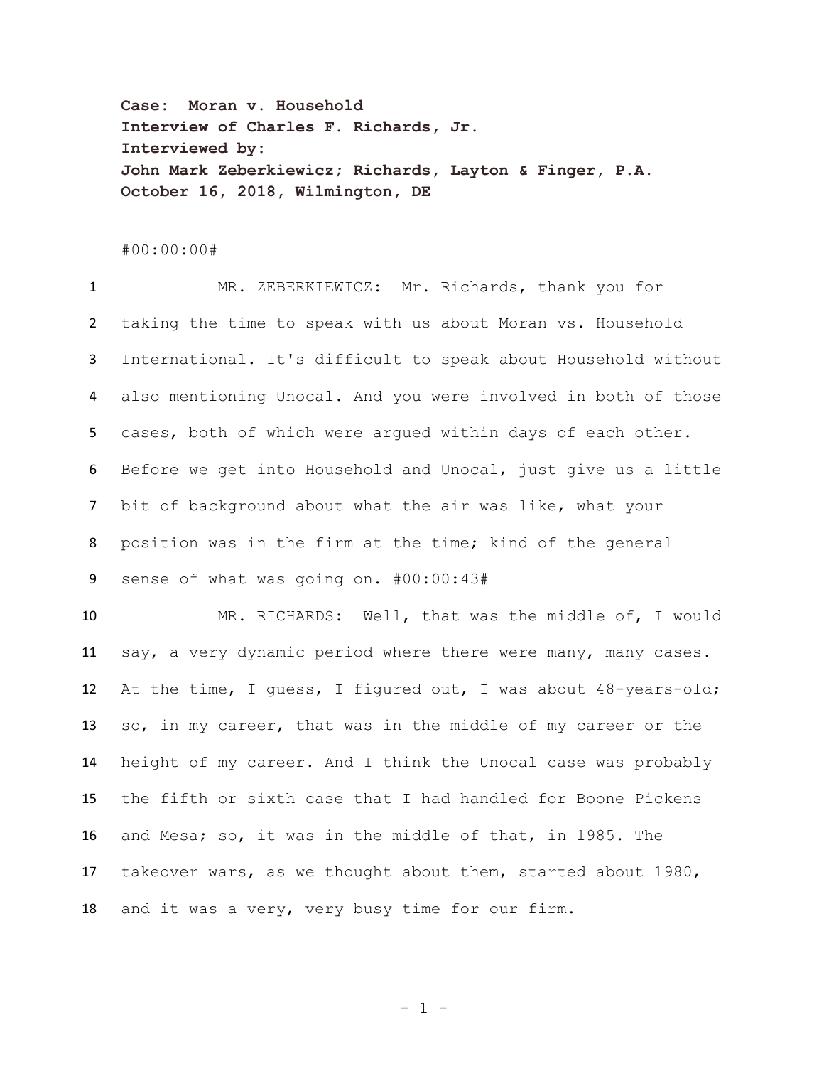**Case: Moran v. Household**
**Interview of Charles F. Richards, Jr.**
**Interviewed by:**
**John Mark Zeberkiewicz; Richards, Layton & Finger, P.A.**
**October 16, 2018, Wilmington, DE**

#00:00:00#

1 MR. ZEBERKIEWICZ: Mr. Richards, thank you for
2 taking the time to speak with us about Moran vs. Household
3 International. It's difficult to speak about Household without
4 also mentioning Unocal. And you were involved in both of those
5 cases, both of which were argued within days of each other.
6 Before we get into Household and Unocal, just give us a little
7 bit of background about what the air was like, what your
8 position was in the firm at the time; kind of the general
9 sense of what was going on. #00:00:43#

10 MR. RICHARDS: Well, that was the middle of, I would
11 say, a very dynamic period where there were many, many cases.
12 At the time, I guess, I figured out, I was about 48-years-old;
13 so, in my career, that was in the middle of my career or the
14 height of my career. And I think the Unocal case was probably
15 the fifth or sixth case that I had handled for Boone Pickens
16 and Mesa; so, it was in the middle of that, in 1985. The
17 takeover wars, as we thought about them, started about 1980,
18 and it was a very, very busy time for our firm.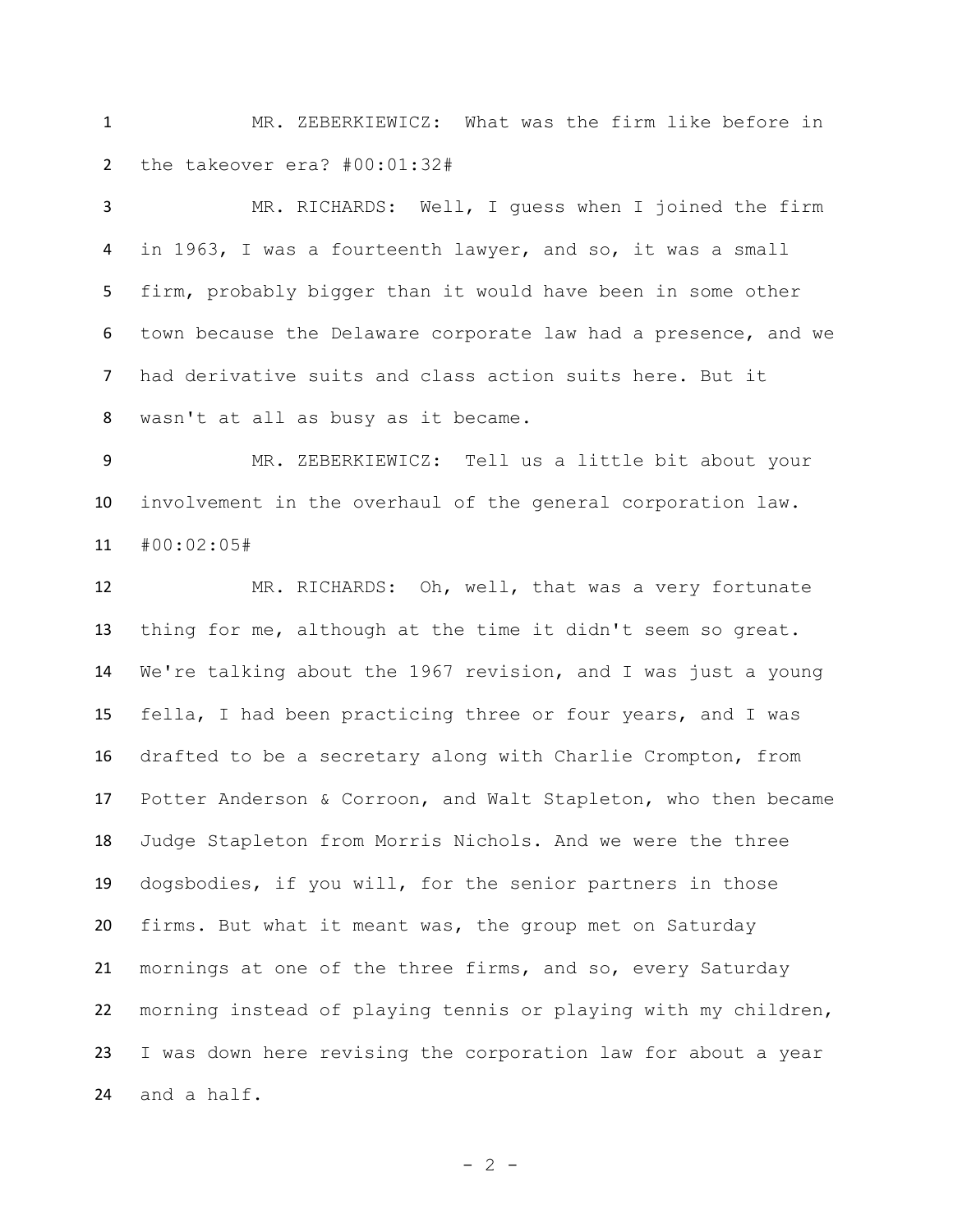MR. ZEBERKIEWICZ: What was the firm like before in the takeover era? #00:01:32#

MR. RICHARDS: Well, I guess when I joined the firm in 1963, I was a fourteenth lawyer, and so, it was a small firm, probably bigger than it would have been in some other town because the Delaware corporate law had a presence, and we had derivative suits and class action suits here. But it wasn't at all as busy as it became.

MR. ZEBERKIEWICZ: Tell us a little bit about your involvement in the overhaul of the general corporation law. #00:02:05#

MR. RICHARDS: Oh, well, that was a very fortunate thing for me, although at the time it didn't seem so great. We're talking about the 1967 revision, and I was just a young fella, I had been practicing three or four years, and I was drafted to be a secretary along with Charlie Crompton, from Potter Anderson & Corroon, and Walt Stapleton, who then became Judge Stapleton from Morris Nichols. And we were the three dogsbodies, if you will, for the senior partners in those firms. But what it meant was, the group met on Saturday mornings at one of the three firms, and so, every Saturday morning instead of playing tennis or playing with my children, I was down here revising the corporation law for about a year and a half.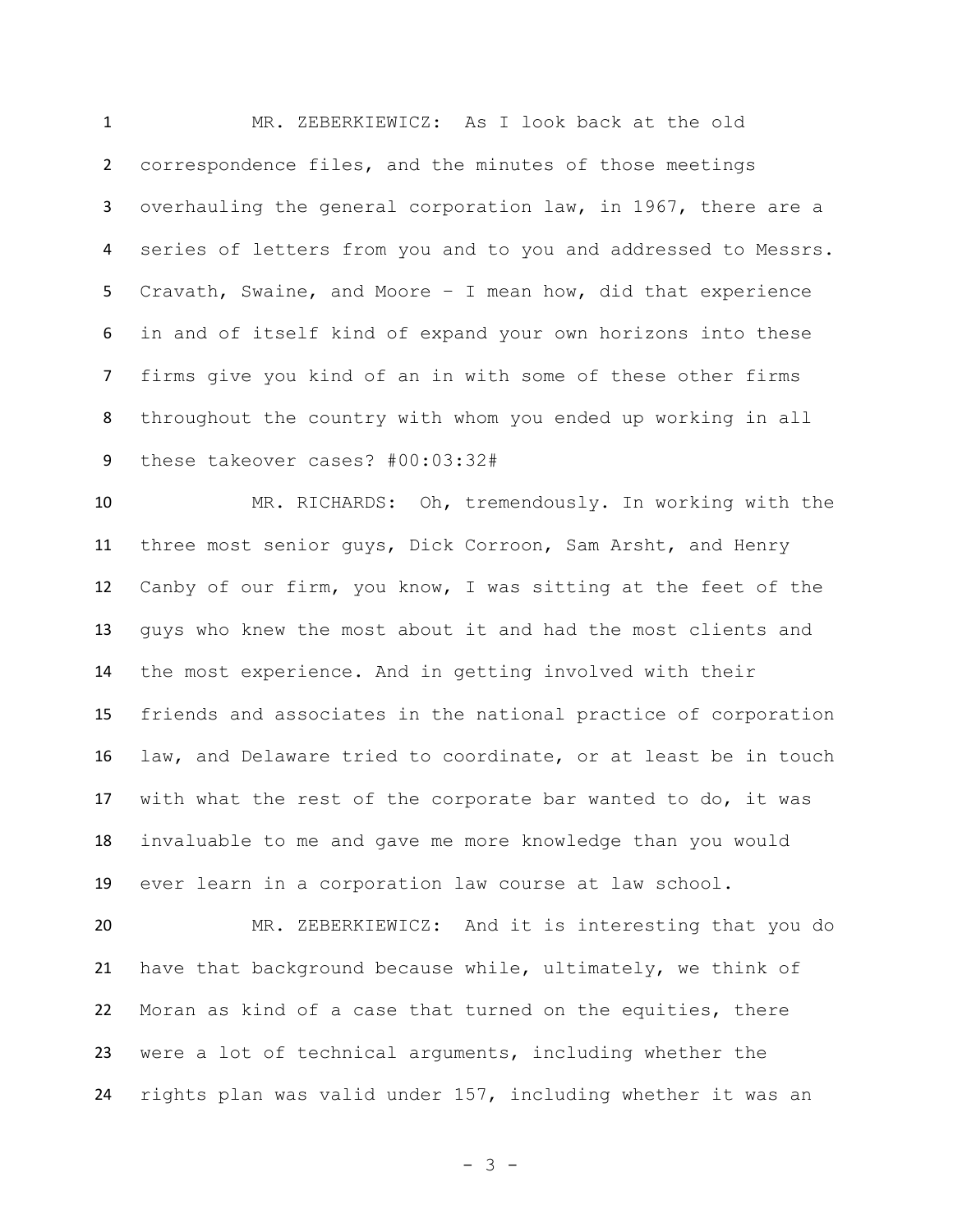MR. ZEBERKIEWICZ: As I look back at the old correspondence files, and the minutes of those meetings overhauling the general corporation law, in 1967, there are a series of letters from you and to you and addressed to Messrs. Cravath, Swaine, and Moore – I mean how, did that experience in and of itself kind of expand your own horizons into these firms give you kind of an in with some of these other firms throughout the country with whom you ended up working in all these takeover cases? #00:03:32#

MR. RICHARDS: Oh, tremendously. In working with the three most senior guys, Dick Corroon, Sam Arsht, and Henry Canby of our firm, you know, I was sitting at the feet of the guys who knew the most about it and had the most clients and the most experience. And in getting involved with their friends and associates in the national practice of corporation law, and Delaware tried to coordinate, or at least be in touch with what the rest of the corporate bar wanted to do, it was invaluable to me and gave me more knowledge than you would ever learn in a corporation law course at law school.

MR. ZEBERKIEWICZ: And it is interesting that you do have that background because while, ultimately, we think of Moran as kind of a case that turned on the equities, there were a lot of technical arguments, including whether the rights plan was valid under 157, including whether it was an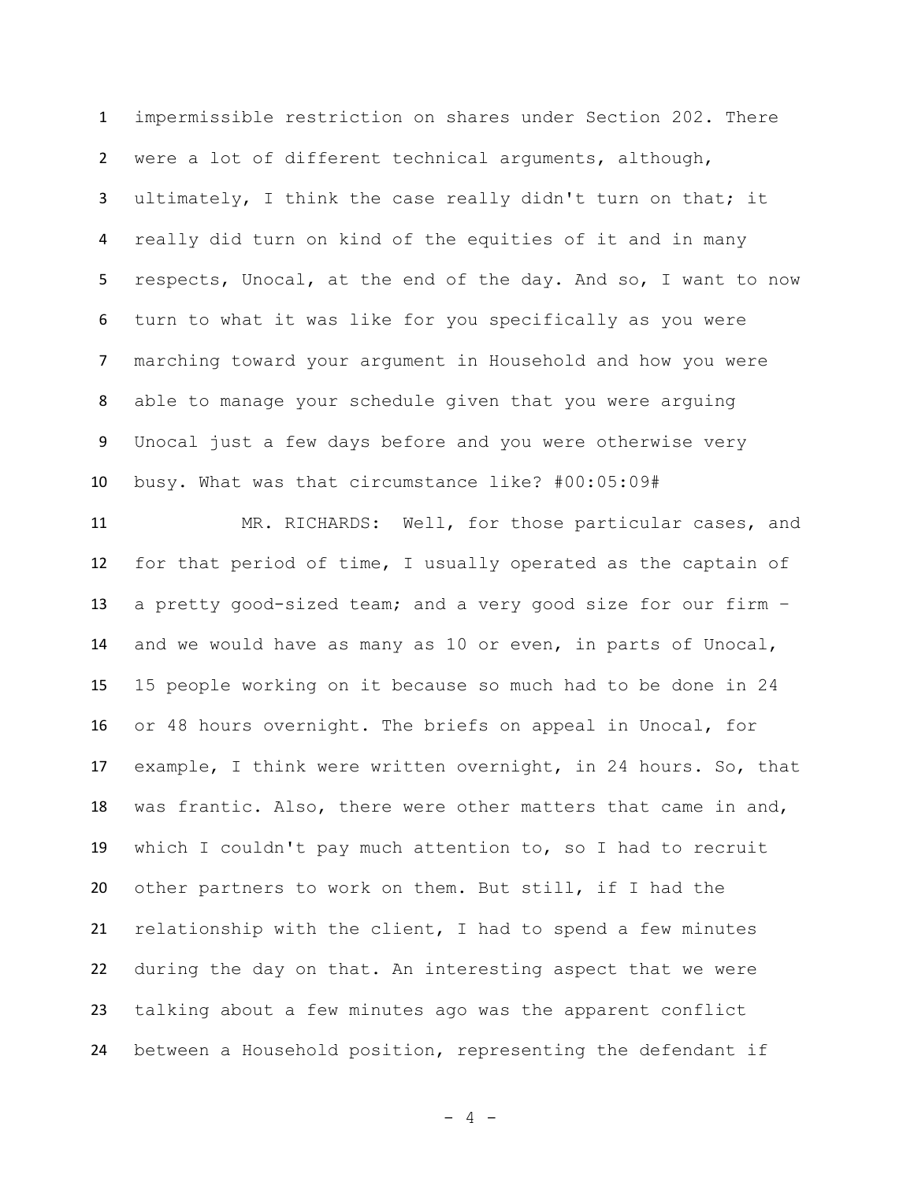impermissible restriction on shares under Section 202. There were a lot of different technical arguments, although, ultimately, I think the case really didn't turn on that; it really did turn on kind of the equities of it and in many respects, Unocal, at the end of the day. And so, I want to now turn to what it was like for you specifically as you were marching toward your argument in Household and how you were able to manage your schedule given that you were arguing Unocal just a few days before and you were otherwise very busy. What was that circumstance like? #00:05:09#

MR. RICHARDS: Well, for those particular cases, and for that period of time, I usually operated as the captain of a pretty good-sized team; and a very good size for our firm – and we would have as many as 10 or even, in parts of Unocal, 15 people working on it because so much had to be done in 24 or 48 hours overnight. The briefs on appeal in Unocal, for example, I think were written overnight, in 24 hours. So, that was frantic. Also, there were other matters that came in and, which I couldn't pay much attention to, so I had to recruit other partners to work on them. But still, if I had the relationship with the client, I had to spend a few minutes during the day on that. An interesting aspect that we were talking about a few minutes ago was the apparent conflict between a Household position, representing the defendant if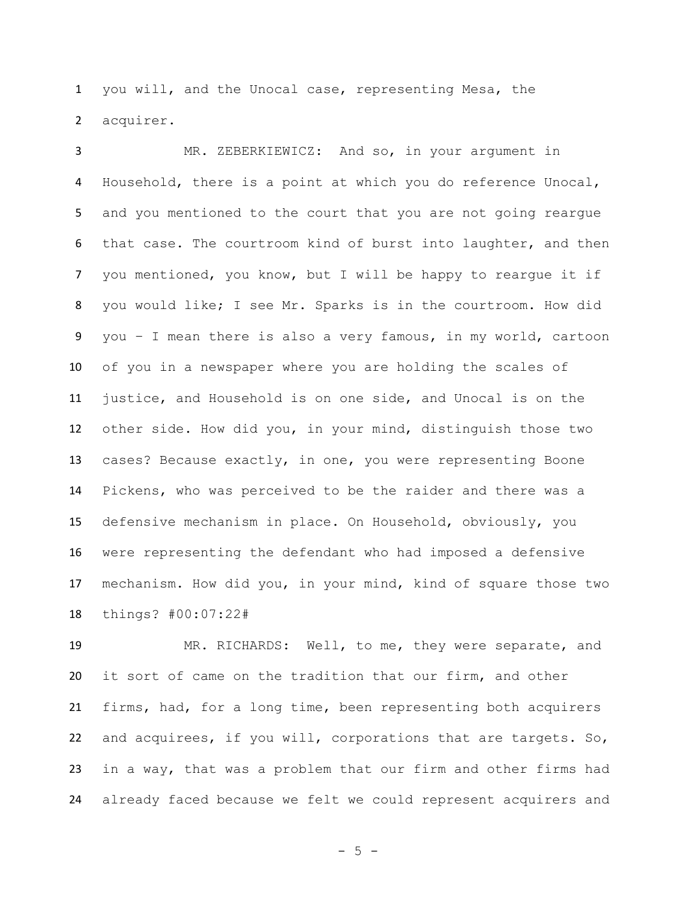you will, and the Unocal case, representing Mesa, the acquirer.

MR. ZEBERKIEWICZ: And so, in your argument in Household, there is a point at which you do reference Unocal, and you mentioned to the court that you are not going reargue that case. The courtroom kind of burst into laughter, and then you mentioned, you know, but I will be happy to reargue it if you would like; I see Mr. Sparks is in the courtroom. How did you – I mean there is also a very famous, in my world, cartoon of you in a newspaper where you are holding the scales of justice, and Household is on one side, and Unocal is on the other side. How did you, in your mind, distinguish those two cases? Because exactly, in one, you were representing Boone Pickens, who was perceived to be the raider and there was a defensive mechanism in place. On Household, obviously, you were representing the defendant who had imposed a defensive mechanism. How did you, in your mind, kind of square those two things? #00:07:22#

MR. RICHARDS: Well, to me, they were separate, and it sort of came on the tradition that our firm, and other firms, had, for a long time, been representing both acquirers and acquirees, if you will, corporations that are targets. So, in a way, that was a problem that our firm and other firms had already faced because we felt we could represent acquirers and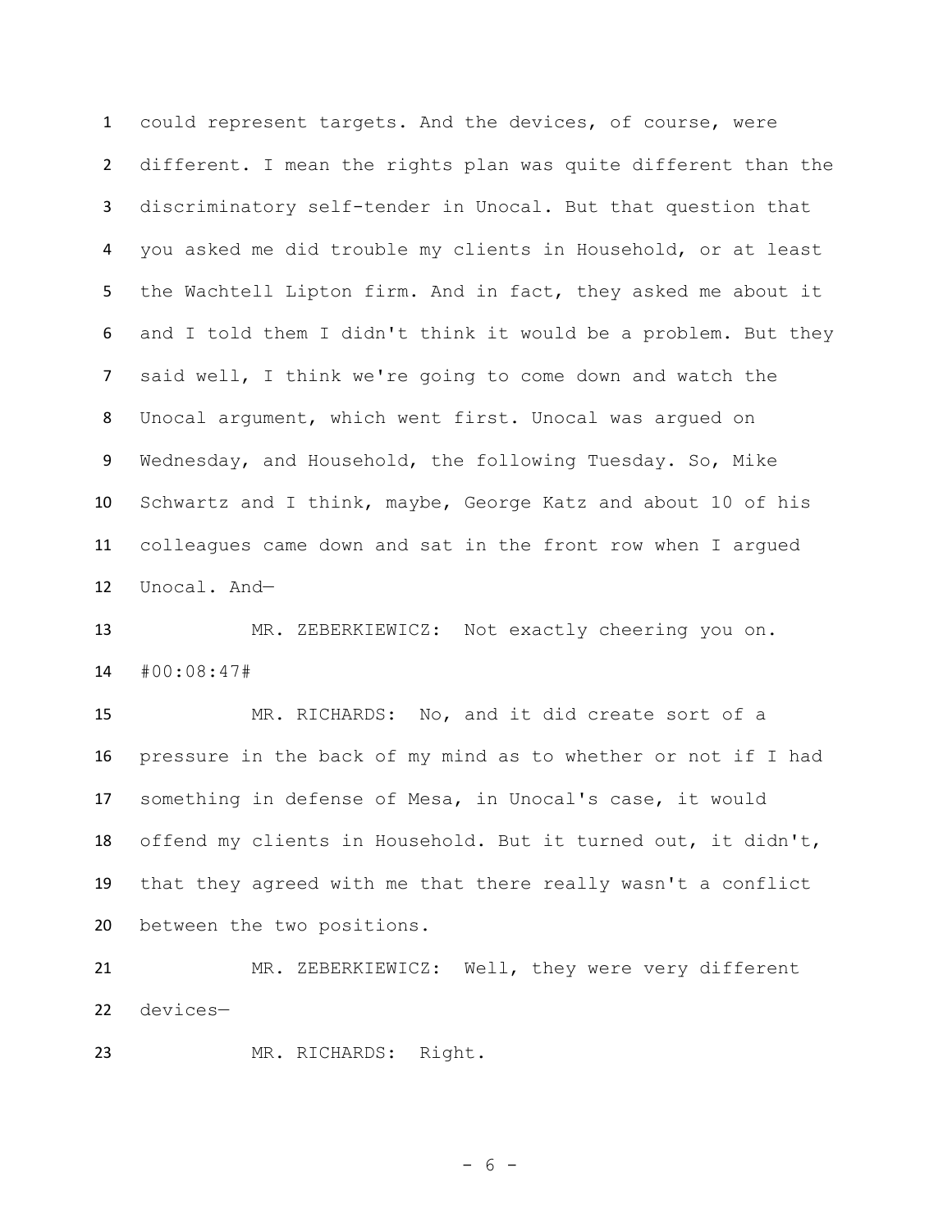could represent targets. And the devices, of course, were different. I mean the rights plan was quite different than the discriminatory self-tender in Unocal. But that question that you asked me did trouble my clients in Household, or at least the Wachtell Lipton firm. And in fact, they asked me about it and I told them I didn't think it would be a problem. But they said well, I think we're going to come down and watch the Unocal argument, which went first. Unocal was argued on Wednesday, and Household, the following Tuesday. So, Mike Schwartz and I think, maybe, George Katz and about 10 of his colleagues came down and sat in the front row when I argued Unocal. And—

MR. ZEBERKIEWICZ: Not exactly cheering you on. #00:08:47#

MR. RICHARDS: No, and it did create sort of a pressure in the back of my mind as to whether or not if I had something in defense of Mesa, in Unocal's case, it would offend my clients in Household. But it turned out, it didn't, that they agreed with me that there really wasn't a conflict between the two positions.

MR. ZEBERKIEWICZ: Well, they were very different devices—

MR. RICHARDS: Right.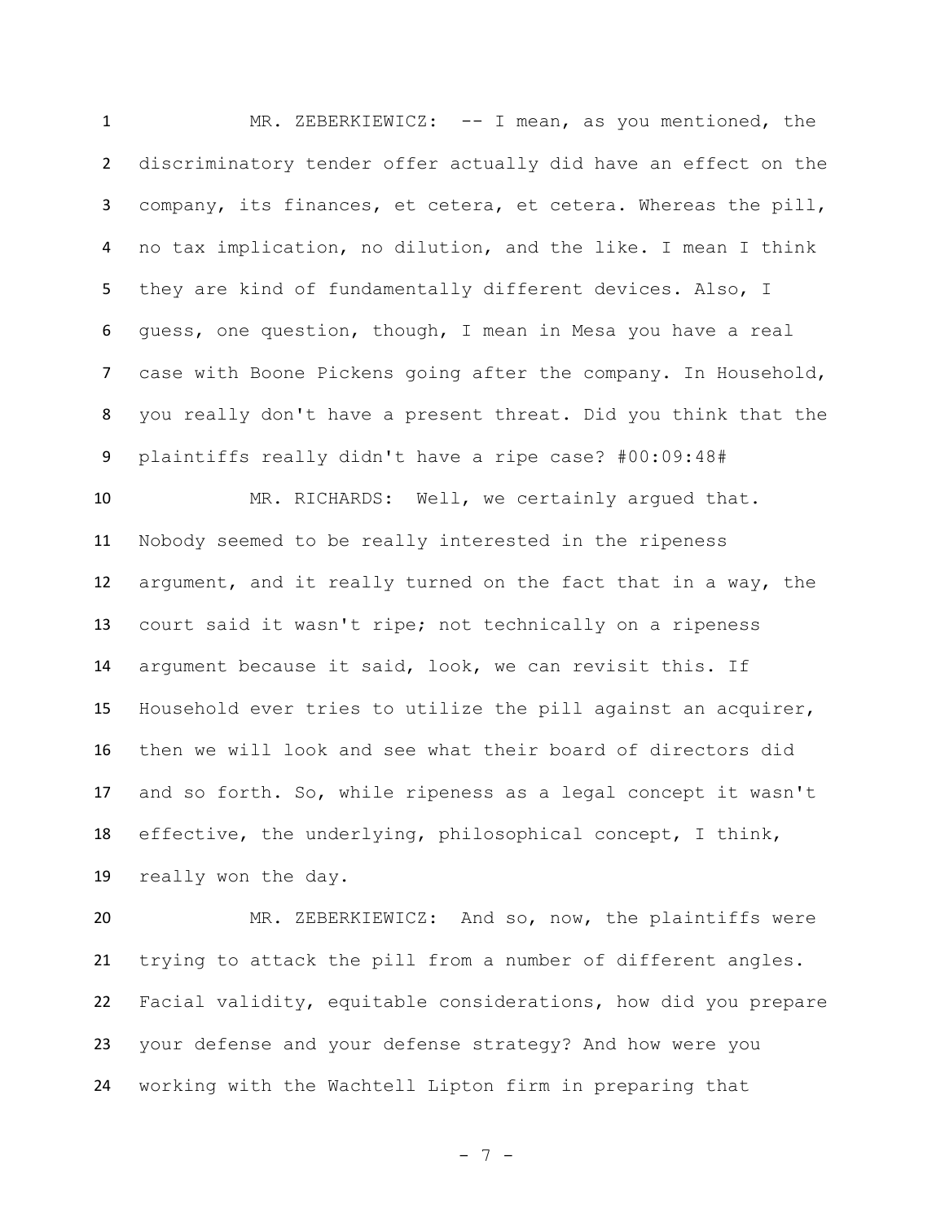MR. ZEBERKIEWICZ: -- I mean, as you mentioned, the discriminatory tender offer actually did have an effect on the company, its finances, et cetera, et cetera. Whereas the pill, no tax implication, no dilution, and the like. I mean I think they are kind of fundamentally different devices. Also, I guess, one question, though, I mean in Mesa you have a real case with Boone Pickens going after the company. In Household, you really don't have a present threat. Did you think that the plaintiffs really didn't have a ripe case? #00:09:48#

MR. RICHARDS: Well, we certainly argued that. Nobody seemed to be really interested in the ripeness argument, and it really turned on the fact that in a way, the court said it wasn't ripe; not technically on a ripeness argument because it said, look, we can revisit this. If Household ever tries to utilize the pill against an acquirer, then we will look and see what their board of directors did and so forth. So, while ripeness as a legal concept it wasn't effective, the underlying, philosophical concept, I think, really won the day.

MR. ZEBERKIEWICZ: And so, now, the plaintiffs were trying to attack the pill from a number of different angles. Facial validity, equitable considerations, how did you prepare your defense and your defense strategy? And how were you working with the Wachtell Lipton firm in preparing that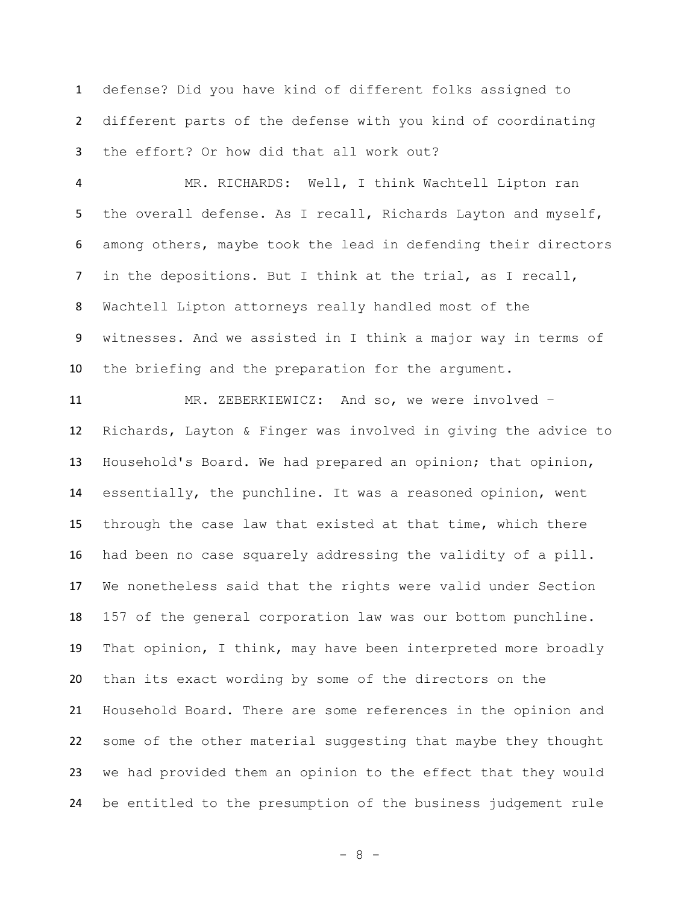defense? Did you have kind of different folks assigned to different parts of the defense with you kind of coordinating the effort? Or how did that all work out?

MR. RICHARDS: Well, I think Wachtell Lipton ran the overall defense. As I recall, Richards Layton and myself, among others, maybe took the lead in defending their directors in the depositions. But I think at the trial, as I recall, Wachtell Lipton attorneys really handled most of the witnesses. And we assisted in I think a major way in terms of the briefing and the preparation for the argument.

MR. ZEBERKIEWICZ: And so, we were involved – Richards, Layton & Finger was involved in giving the advice to Household's Board. We had prepared an opinion; that opinion, essentially, the punchline. It was a reasoned opinion, went through the case law that existed at that time, which there had been no case squarely addressing the validity of a pill. We nonetheless said that the rights were valid under Section 157 of the general corporation law was our bottom punchline. That opinion, I think, may have been interpreted more broadly than its exact wording by some of the directors on the Household Board. There are some references in the opinion and some of the other material suggesting that maybe they thought we had provided them an opinion to the effect that they would be entitled to the presumption of the business judgement rule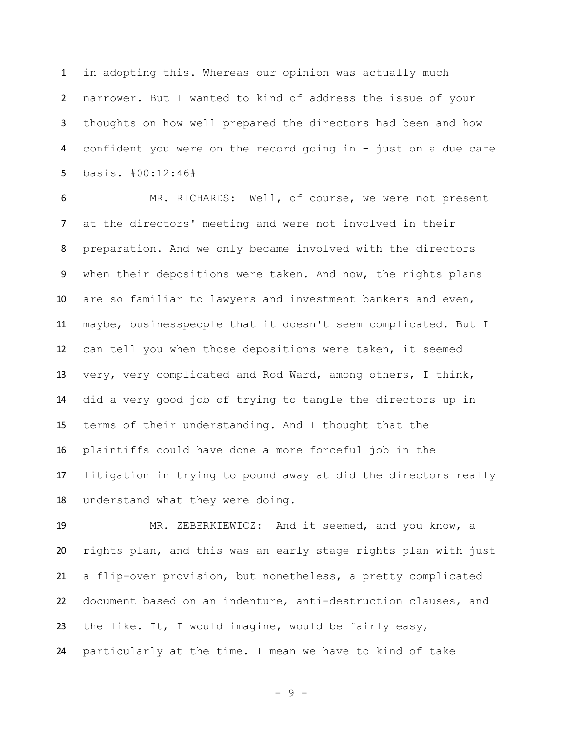in adopting this. Whereas our opinion was actually much narrower. But I wanted to kind of address the issue of your thoughts on how well prepared the directors had been and how confident you were on the record going in – just on a due care basis. #00:12:46#

MR. RICHARDS: Well, of course, we were not present at the directors' meeting and were not involved in their preparation. And we only became involved with the directors when their depositions were taken. And now, the rights plans are so familiar to lawyers and investment bankers and even, maybe, businesspeople that it doesn't seem complicated. But I can tell you when those depositions were taken, it seemed very, very complicated and Rod Ward, among others, I think, did a very good job of trying to tangle the directors up in terms of their understanding. And I thought that the plaintiffs could have done a more forceful job in the litigation in trying to pound away at did the directors really understand what they were doing.

MR. ZEBERKIEWICZ: And it seemed, and you know, a rights plan, and this was an early stage rights plan with just a flip-over provision, but nonetheless, a pretty complicated document based on an indenture, anti-destruction clauses, and the like. It, I would imagine, would be fairly easy, particularly at the time. I mean we have to kind of take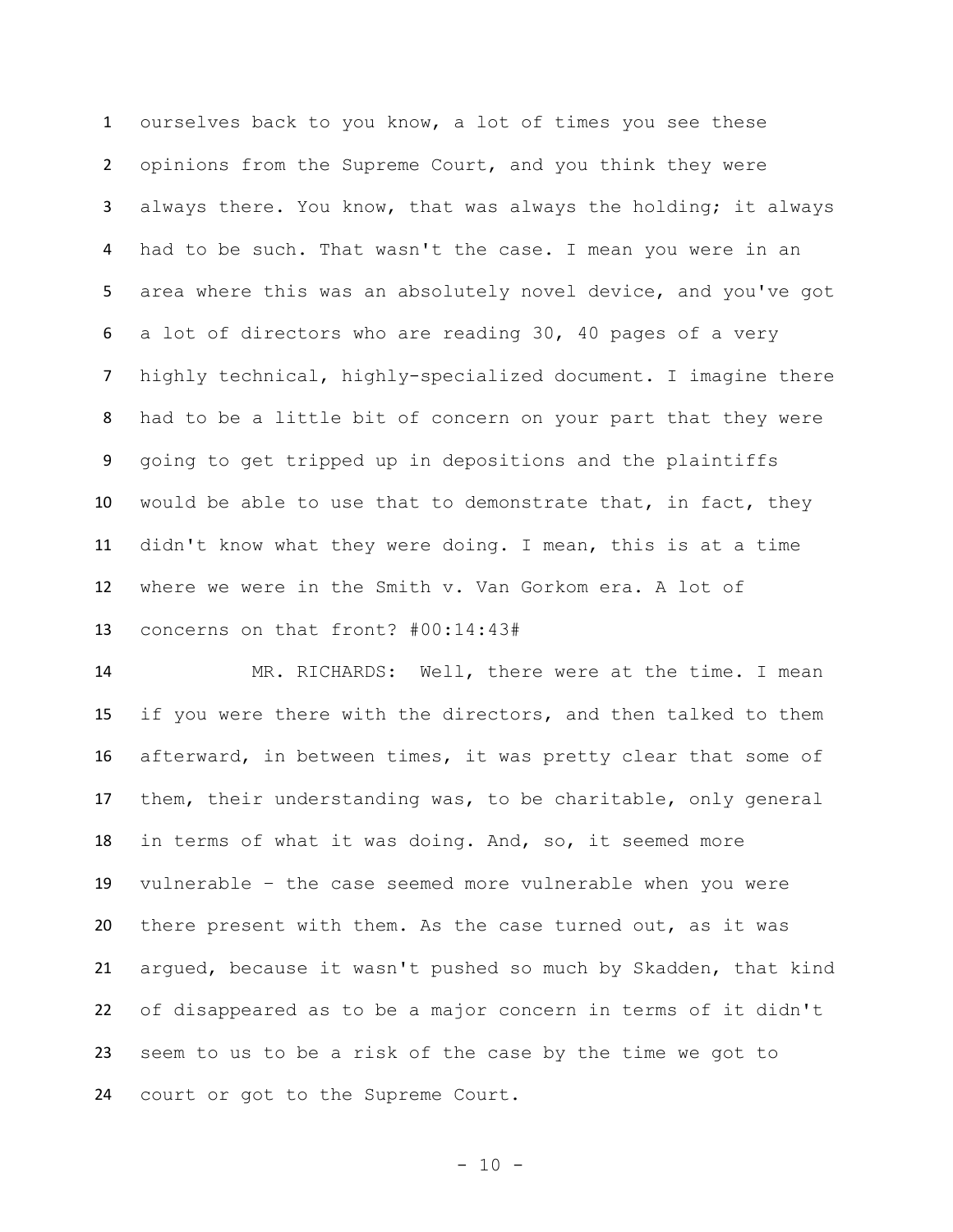ourselves back to you know, a lot of times you see these opinions from the Supreme Court, and you think they were always there. You know, that was always the holding; it always had to be such. That wasn't the case. I mean you were in an area where this was an absolutely novel device, and you've got a lot of directors who are reading 30, 40 pages of a very highly technical, highly-specialized document. I imagine there had to be a little bit of concern on your part that they were going to get tripped up in depositions and the plaintiffs would be able to use that to demonstrate that, in fact, they didn't know what they were doing. I mean, this is at a time where we were in the Smith v. Van Gorkom era. A lot of concerns on that front? #00:14:43#

MR. RICHARDS: Well, there were at the time. I mean if you were there with the directors, and then talked to them afterward, in between times, it was pretty clear that some of them, their understanding was, to be charitable, only general in terms of what it was doing. And, so, it seemed more vulnerable – the case seemed more vulnerable when you were there present with them. As the case turned out, as it was argued, because it wasn't pushed so much by Skadden, that kind of disappeared as to be a major concern in terms of it didn't seem to us to be a risk of the case by the time we got to court or got to the Supreme Court.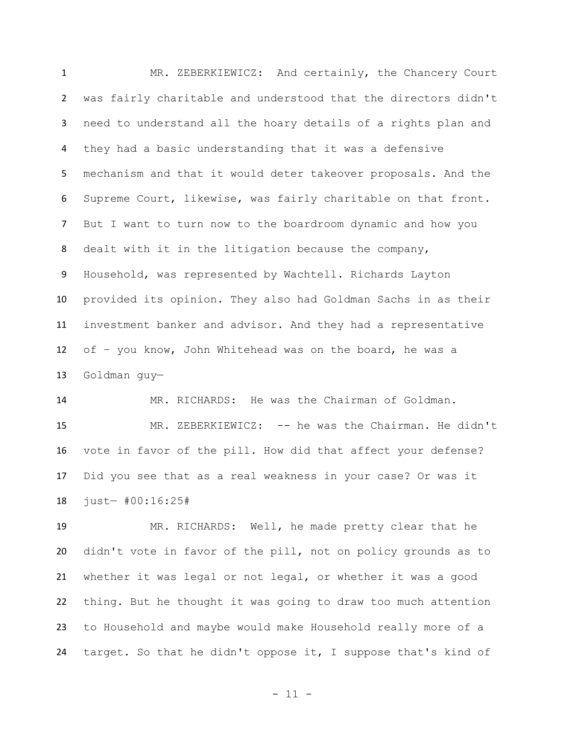MR. ZEBERKIEWICZ: And certainly, the Chancery Court was fairly charitable and understood that the directors didn't need to understand all the hoary details of a rights plan and they had a basic understanding that it was a defensive mechanism and that it would deter takeover proposals. And the Supreme Court, likewise, was fairly charitable on that front. But I want to turn now to the boardroom dynamic and how you dealt with it in the litigation because the company, Household, was represented by Wachtell. Richards Layton provided its opinion. They also had Goldman Sachs in as their investment banker and advisor. And they had a representative of – you know, John Whitehead was on the board, he was a Goldman guy—

MR. RICHARDS: He was the Chairman of Goldman.

MR. ZEBERKIEWICZ: -- he was the Chairman. He didn't vote in favor of the pill. How did that affect your defense? Did you see that as a real weakness in your case? Or was it just— #00:16:25#

MR. RICHARDS: Well, he made pretty clear that he didn't vote in favor of the pill, not on policy grounds as to whether it was legal or not legal, or whether it was a good thing. But he thought it was going to draw too much attention to Household and maybe would make Household really more of a target. So that he didn't oppose it, I suppose that's kind of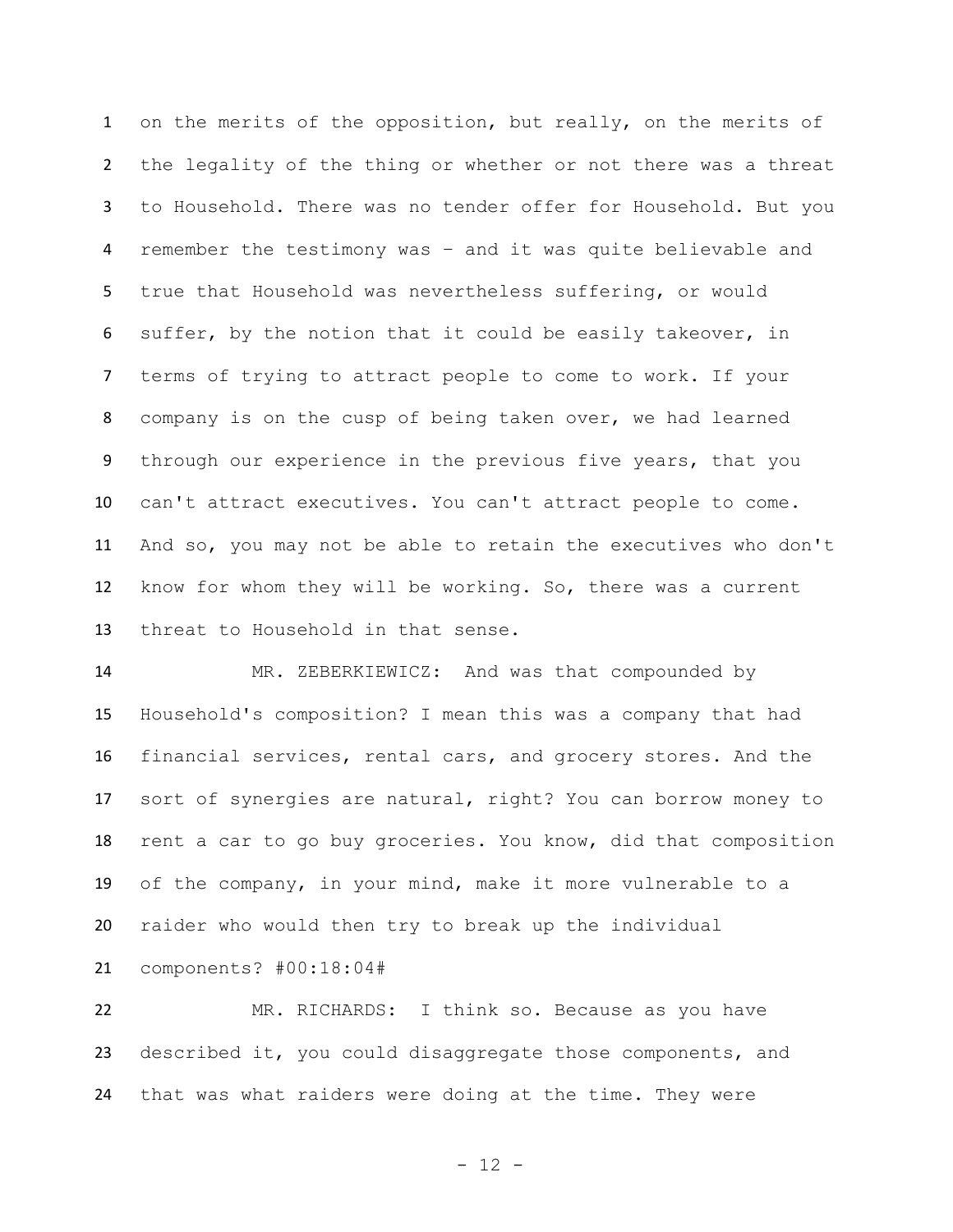on the merits of the opposition, but really, on the merits of the legality of the thing or whether or not there was a threat to Household. There was no tender offer for Household. But you remember the testimony was – and it was quite believable and true that Household was nevertheless suffering, or would suffer, by the notion that it could be easily takeover, in terms of trying to attract people to come to work. If your company is on the cusp of being taken over, we had learned through our experience in the previous five years, that you can't attract executives. You can't attract people to come. And so, you may not be able to retain the executives who don't know for whom they will be working. So, there was a current threat to Household in that sense.

MR. ZEBERKIEWICZ: And was that compounded by Household's composition? I mean this was a company that had financial services, rental cars, and grocery stores. And the sort of synergies are natural, right? You can borrow money to rent a car to go buy groceries. You know, did that composition of the company, in your mind, make it more vulnerable to a raider who would then try to break up the individual components? #00:18:04#

MR. RICHARDS: I think so. Because as you have described it, you could disaggregate those components, and that was what raiders were doing at the time. They were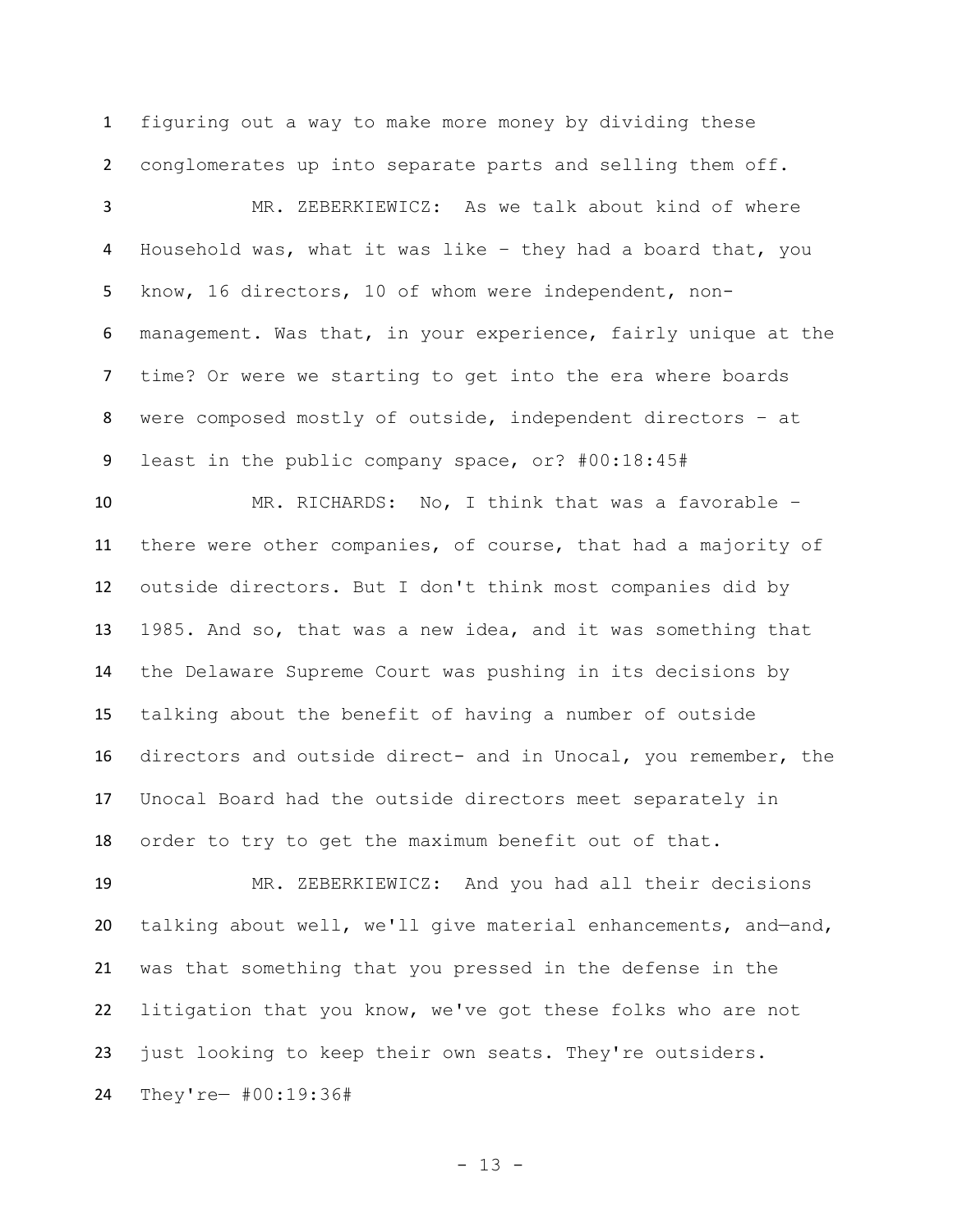figuring out a way to make more money by dividing these conglomerates up into separate parts and selling them off.

MR. ZEBERKIEWICZ: As we talk about kind of where Household was, what it was like – they had a board that, you know, 16 directors, 10 of whom were independent, non-management. Was that, in your experience, fairly unique at the time? Or were we starting to get into the era where boards were composed mostly of outside, independent directors – at least in the public company space, or? #00:18:45#

MR. RICHARDS: No, I think that was a favorable – there were other companies, of course, that had a majority of outside directors. But I don't think most companies did by 1985. And so, that was a new idea, and it was something that the Delaware Supreme Court was pushing in its decisions by talking about the benefit of having a number of outside directors and outside direct- and in Unocal, you remember, the Unocal Board had the outside directors meet separately in order to try to get the maximum benefit out of that.

MR. ZEBERKIEWICZ: And you had all their decisions talking about well, we'll give material enhancements, and—and, was that something that you pressed in the defense in the litigation that you know, we've got these folks who are not just looking to keep their own seats. They're outsiders. They're— #00:19:36#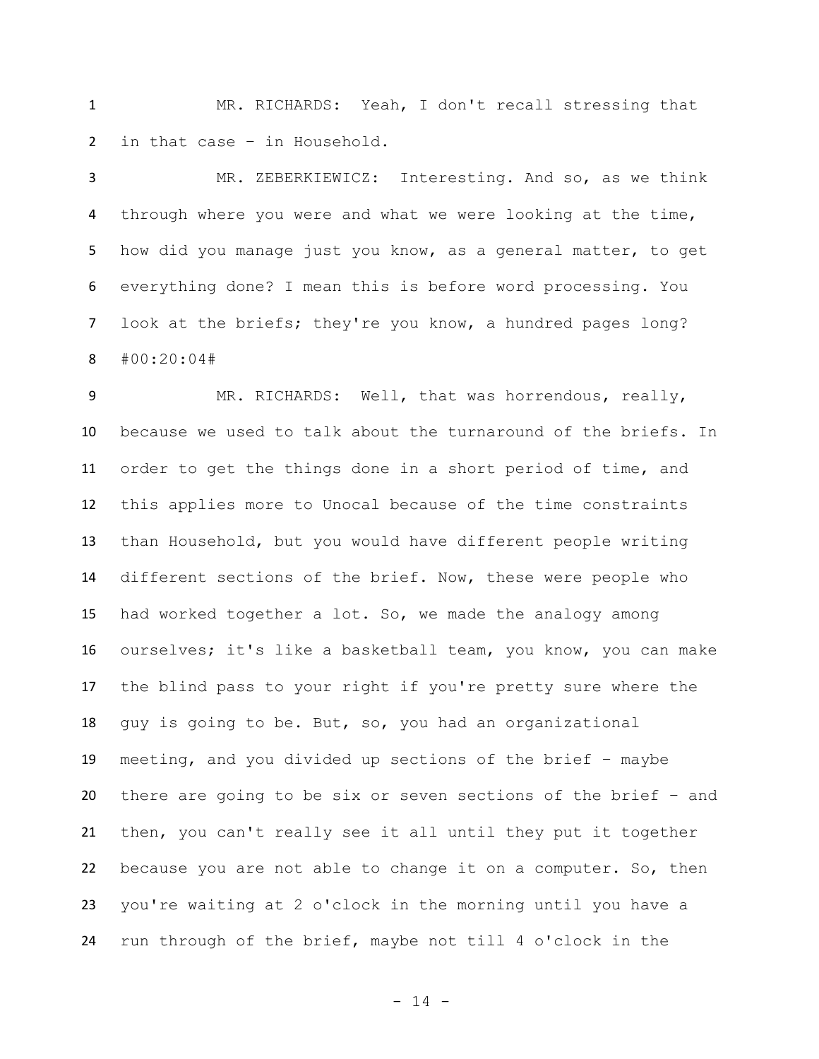MR. RICHARDS: Yeah, I don't recall stressing that in that case – in Household.

MR. ZEBERKIEWICZ: Interesting. And so, as we think through where you were and what we were looking at the time, how did you manage just you know, as a general matter, to get everything done? I mean this is before word processing. You look at the briefs; they're you know, a hundred pages long? #00:20:04#

MR. RICHARDS: Well, that was horrendous, really, because we used to talk about the turnaround of the briefs. In order to get the things done in a short period of time, and this applies more to Unocal because of the time constraints than Household, but you would have different people writing different sections of the brief. Now, these were people who had worked together a lot. So, we made the analogy among ourselves; it's like a basketball team, you know, you can make the blind pass to your right if you're pretty sure where the guy is going to be. But, so, you had an organizational meeting, and you divided up sections of the brief – maybe there are going to be six or seven sections of the brief – and then, you can't really see it all until they put it together because you are not able to change it on a computer. So, then you're waiting at 2 o'clock in the morning until you have a run through of the brief, maybe not till 4 o'clock in the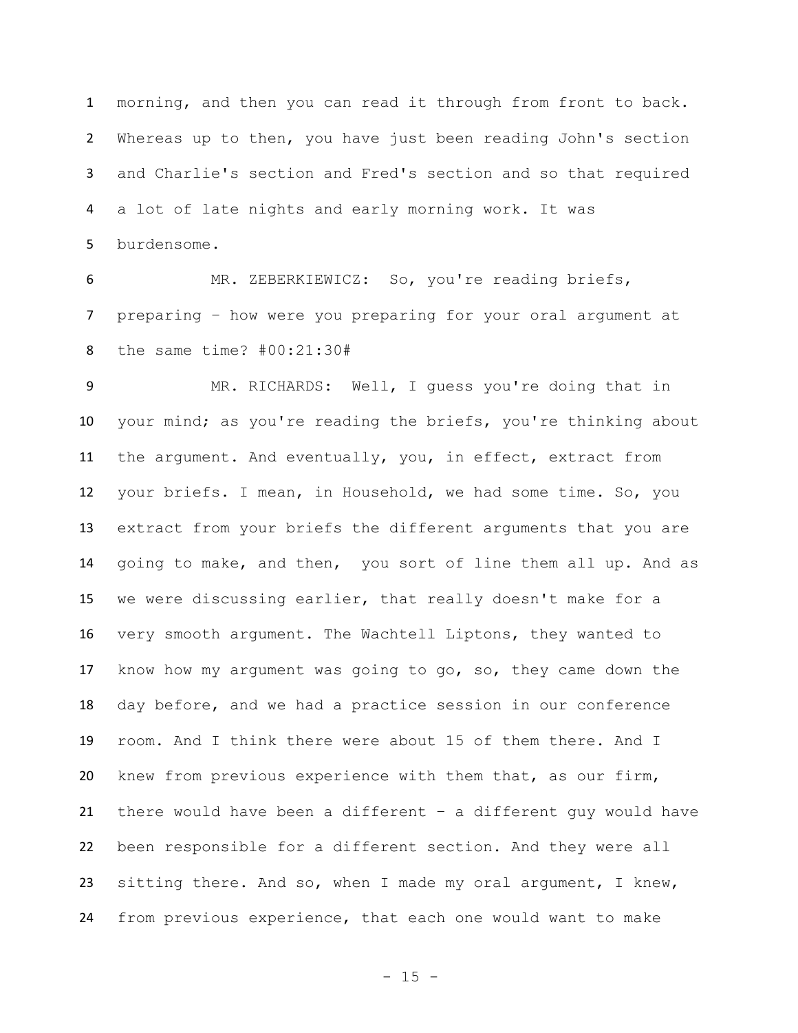morning, and then you can read it through from front to back. Whereas up to then, you have just been reading John's section and Charlie's section and Fred's section and so that required a lot of late nights and early morning work. It was burdensome.

MR. ZEBERKIEWICZ: So, you're reading briefs, preparing – how were you preparing for your oral argument at the same time? #00:21:30#

MR. RICHARDS: Well, I guess you're doing that in your mind; as you're reading the briefs, you're thinking about the argument. And eventually, you, in effect, extract from your briefs. I mean, in Household, we had some time. So, you extract from your briefs the different arguments that you are going to make, and then, you sort of line them all up. And as we were discussing earlier, that really doesn't make for a very smooth argument. The Wachtell Liptons, they wanted to know how my argument was going to go, so, they came down the day before, and we had a practice session in our conference room. And I think there were about 15 of them there. And I knew from previous experience with them that, as our firm, there would have been a different – a different guy would have been responsible for a different section. And they were all sitting there. And so, when I made my oral argument, I knew, from previous experience, that each one would want to make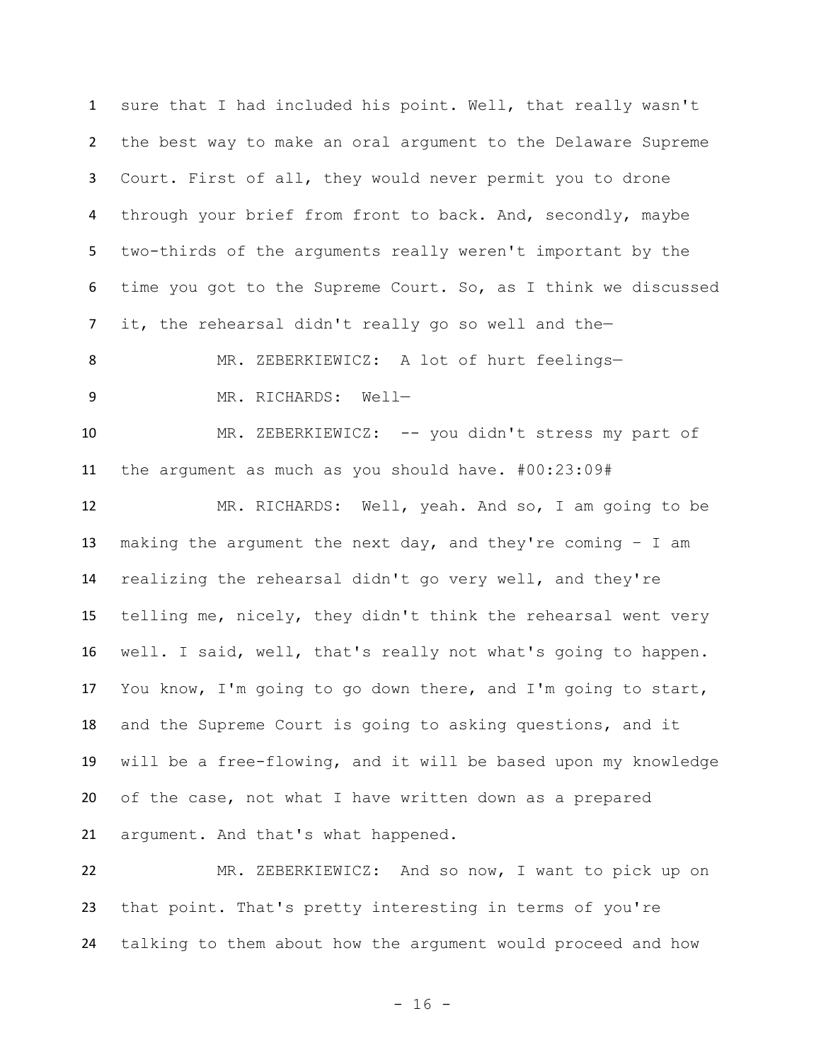sure that I had included his point. Well, that really wasn't the best way to make an oral argument to the Delaware Supreme Court. First of all, they would never permit you to drone through your brief from front to back. And, secondly, maybe two-thirds of the arguments really weren't important by the time you got to the Supreme Court. So, as I think we discussed it, the rehearsal didn't really go so well and the—

MR. ZEBERKIEWICZ: A lot of hurt feelings—

MR. RICHARDS: Well—

MR. ZEBERKIEWICZ: -- you didn't stress my part of the argument as much as you should have. #00:23:09#

MR. RICHARDS: Well, yeah. And so, I am going to be making the argument the next day, and they're coming – I am realizing the rehearsal didn't go very well, and they're telling me, nicely, they didn't think the rehearsal went very well. I said, well, that's really not what's going to happen. You know, I'm going to go down there, and I'm going to start, and the Supreme Court is going to asking questions, and it will be a free-flowing, and it will be based upon my knowledge of the case, not what I have written down as a prepared argument. And that's what happened.

MR. ZEBERKIEWICZ: And so now, I want to pick up on that point. That's pretty interesting in terms of you're talking to them about how the argument would proceed and how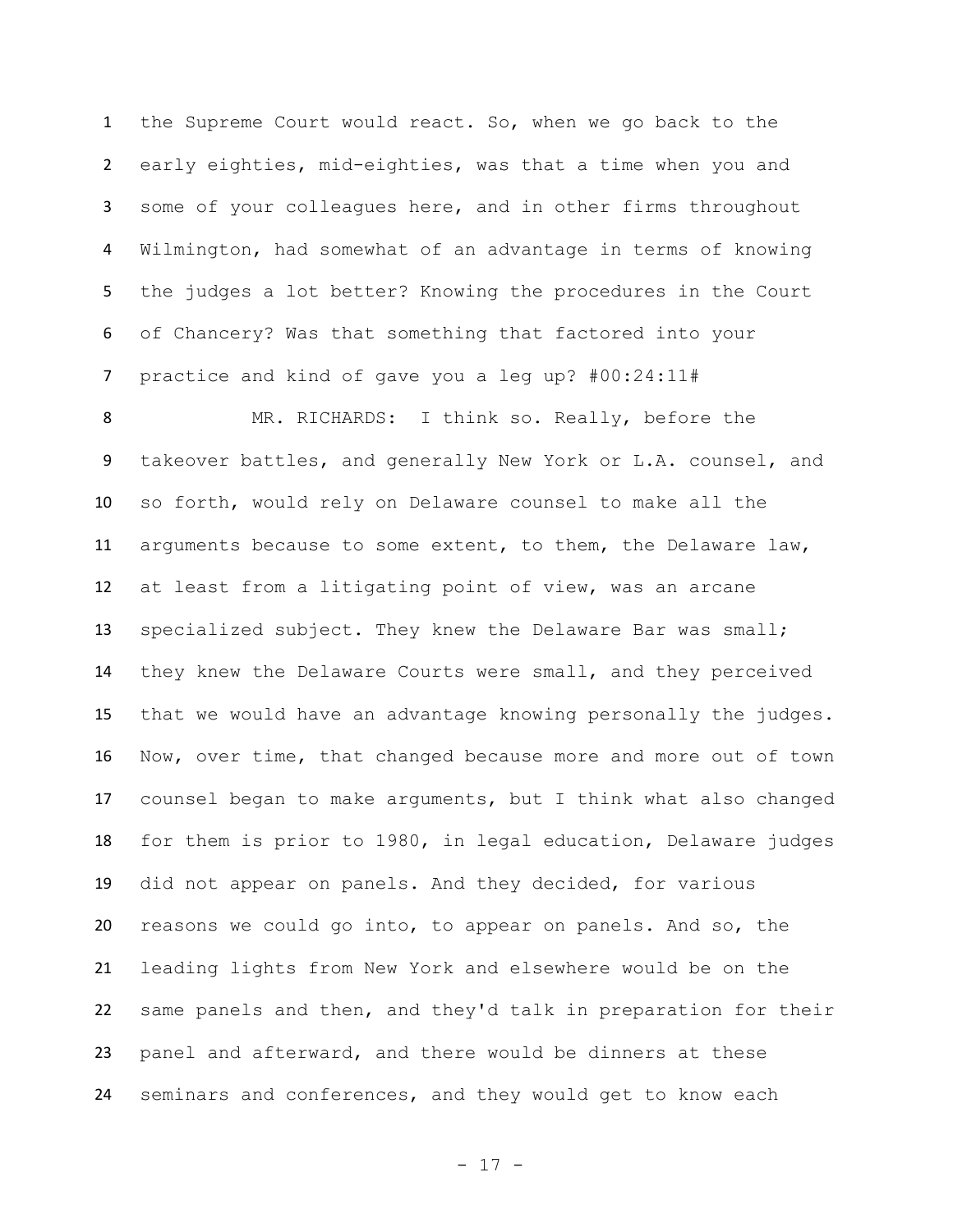the Supreme Court would react. So, when we go back to the early eighties, mid-eighties, was that a time when you and some of your colleagues here, and in other firms throughout Wilmington, had somewhat of an advantage in terms of knowing the judges a lot better? Knowing the procedures in the Court of Chancery? Was that something that factored into your practice and kind of gave you a leg up? #00:24:11#

MR. RICHARDS: I think so. Really, before the takeover battles, and generally New York or L.A. counsel, and so forth, would rely on Delaware counsel to make all the arguments because to some extent, to them, the Delaware law, at least from a litigating point of view, was an arcane specialized subject. They knew the Delaware Bar was small; they knew the Delaware Courts were small, and they perceived that we would have an advantage knowing personally the judges. Now, over time, that changed because more and more out of town counsel began to make arguments, but I think what also changed for them is prior to 1980, in legal education, Delaware judges did not appear on panels. And they decided, for various reasons we could go into, to appear on panels. And so, the leading lights from New York and elsewhere would be on the same panels and then, and they'd talk in preparation for their panel and afterward, and there would be dinners at these seminars and conferences, and they would get to know each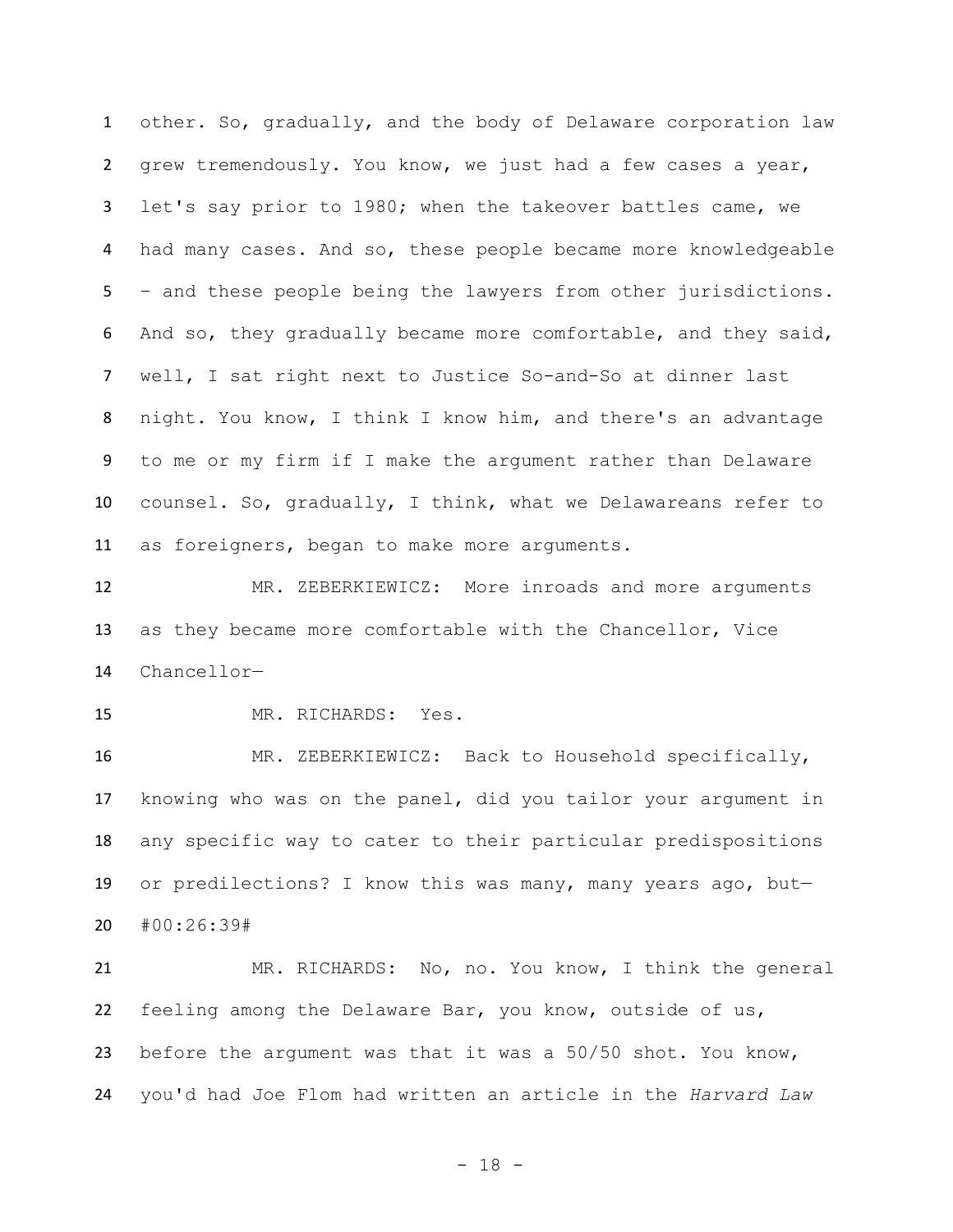other. So, gradually, and the body of Delaware corporation law grew tremendously. You know, we just had a few cases a year, let's say prior to 1980; when the takeover battles came, we had many cases. And so, these people became more knowledgeable – and these people being the lawyers from other jurisdictions. And so, they gradually became more comfortable, and they said, well, I sat right next to Justice So-and-So at dinner last night. You know, I think I know him, and there's an advantage to me or my firm if I make the argument rather than Delaware counsel. So, gradually, I think, what we Delawareans refer to as foreigners, began to make more arguments.

MR. ZEBERKIEWICZ: More inroads and more arguments as they became more comfortable with the Chancellor, Vice Chancellor—

MR. RICHARDS: Yes.

MR. ZEBERKIEWICZ: Back to Household specifically, knowing who was on the panel, did you tailor your argument in any specific way to cater to their particular predispositions or predilections? I know this was many, many years ago, but— #00:26:39#

MR. RICHARDS: No, no. You know, I think the general feeling among the Delaware Bar, you know, outside of us, before the argument was that it was a 50/50 shot. You know, you'd had Joe Flom had written an article in the *Harvard Law*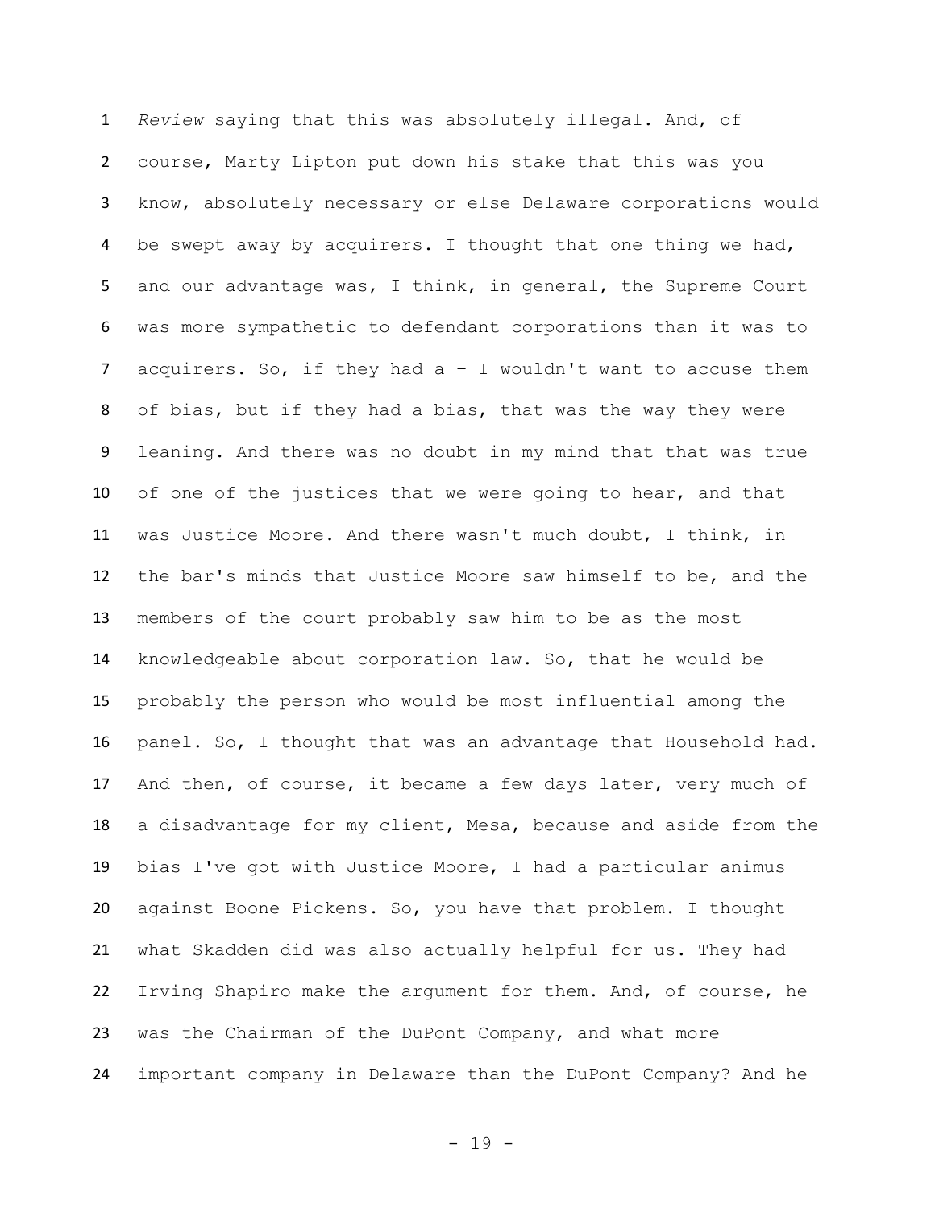*Review* saying that this was absolutely illegal. And, of course, Marty Lipton put down his stake that this was you know, absolutely necessary or else Delaware corporations would be swept away by acquirers. I thought that one thing we had, and our advantage was, I think, in general, the Supreme Court was more sympathetic to defendant corporations than it was to acquirers. So, if they had a – I wouldn't want to accuse them of bias, but if they had a bias, that was the way they were leaning. And there was no doubt in my mind that that was true of one of the justices that we were going to hear, and that was Justice Moore. And there wasn't much doubt, I think, in the bar's minds that Justice Moore saw himself to be, and the members of the court probably saw him to be as the most knowledgeable about corporation law. So, that he would be probably the person who would be most influential among the panel. So, I thought that was an advantage that Household had. And then, of course, it became a few days later, very much of a disadvantage for my client, Mesa, because and aside from the bias I've got with Justice Moore, I had a particular animus against Boone Pickens. So, you have that problem. I thought what Skadden did was also actually helpful for us. They had Irving Shapiro make the argument for them. And, of course, he was the Chairman of the DuPont Company, and what more important company in Delaware than the DuPont Company? And he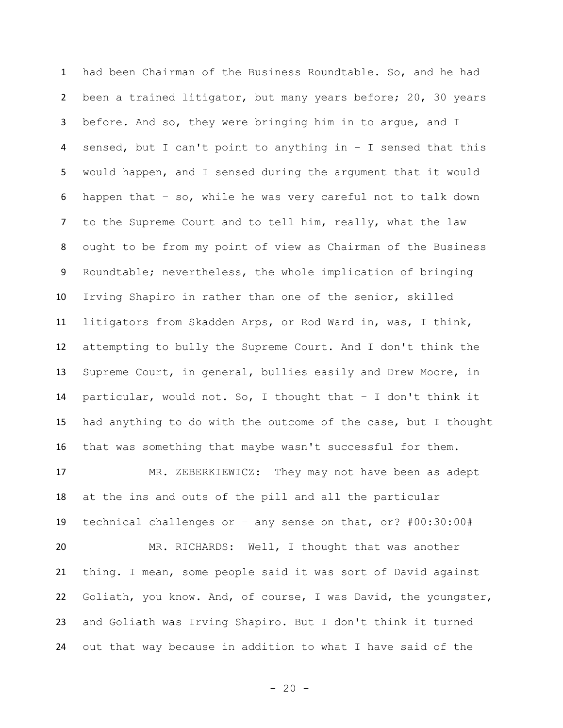had been Chairman of the Business Roundtable. So, and he had been a trained litigator, but many years before; 20, 30 years before. And so, they were bringing him in to argue, and I sensed, but I can't point to anything in – I sensed that this would happen, and I sensed during the argument that it would happen that – so, while he was very careful not to talk down to the Supreme Court and to tell him, really, what the law ought to be from my point of view as Chairman of the Business Roundtable; nevertheless, the whole implication of bringing Irving Shapiro in rather than one of the senior, skilled litigators from Skadden Arps, or Rod Ward in, was, I think, attempting to bully the Supreme Court. And I don't think the Supreme Court, in general, bullies easily and Drew Moore, in particular, would not. So, I thought that – I don't think it had anything to do with the outcome of the case, but I thought that was something that maybe wasn't successful for them.

MR. ZEBERKIEWICZ: They may not have been as adept at the ins and outs of the pill and all the particular technical challenges or – any sense on that, or? #00:30:00#

MR. RICHARDS: Well, I thought that was another thing. I mean, some people said it was sort of David against Goliath, you know. And, of course, I was David, the youngster, and Goliath was Irving Shapiro. But I don't think it turned out that way because in addition to what I have said of the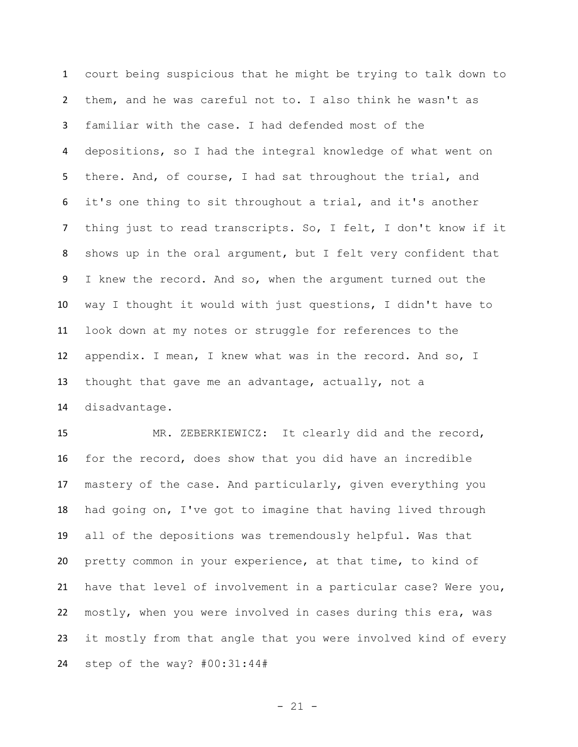court being suspicious that he might be trying to talk down to them, and he was careful not to. I also think he wasn't as familiar with the case. I had defended most of the depositions, so I had the integral knowledge of what went on there. And, of course, I had sat throughout the trial, and it's one thing to sit throughout a trial, and it's another thing just to read transcripts. So, I felt, I don't know if it shows up in the oral argument, but I felt very confident that I knew the record. And so, when the argument turned out the way I thought it would with just questions, I didn't have to look down at my notes or struggle for references to the appendix. I mean, I knew what was in the record. And so, I thought that gave me an advantage, actually, not a disadvantage.

MR. ZEBERKIEWICZ: It clearly did and the record, for the record, does show that you did have an incredible mastery of the case. And particularly, given everything you had going on, I've got to imagine that having lived through all of the depositions was tremendously helpful. Was that pretty common in your experience, at that time, to kind of have that level of involvement in a particular case? Were you, mostly, when you were involved in cases during this era, was it mostly from that angle that you were involved kind of every step of the way? #00:31:44#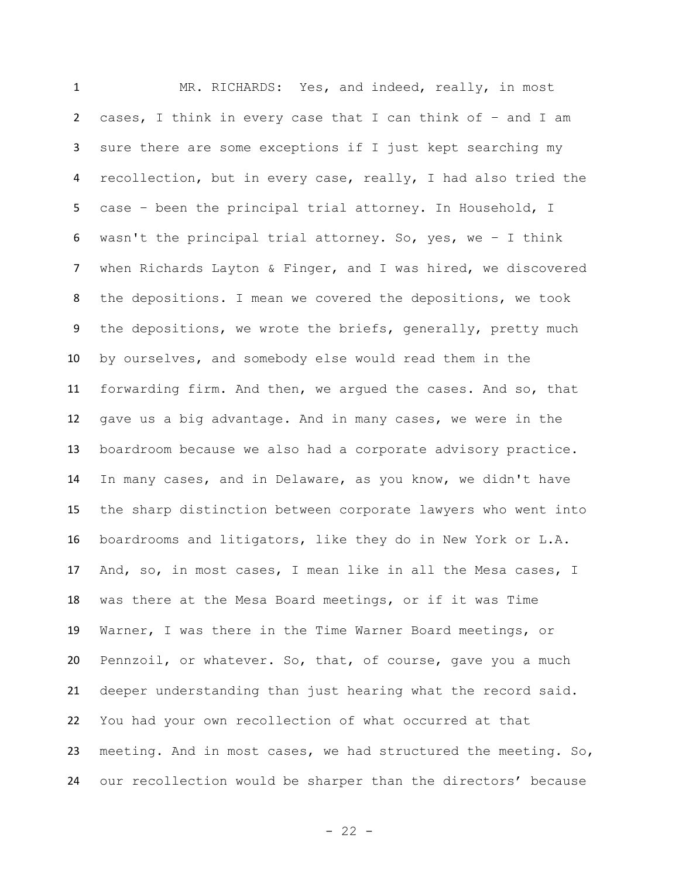MR. RICHARDS: Yes, and indeed, really, in most cases, I think in every case that I can think of – and I am sure there are some exceptions if I just kept searching my recollection, but in every case, really, I had also tried the case – been the principal trial attorney. In Household, I wasn't the principal trial attorney. So, yes, we – I think when Richards Layton & Finger, and I was hired, we discovered the depositions. I mean we covered the depositions, we took the depositions, we wrote the briefs, generally, pretty much by ourselves, and somebody else would read them in the forwarding firm. And then, we argued the cases. And so, that gave us a big advantage. And in many cases, we were in the boardroom because we also had a corporate advisory practice. In many cases, and in Delaware, as you know, we didn't have the sharp distinction between corporate lawyers who went into boardrooms and litigators, like they do in New York or L.A. And, so, in most cases, I mean like in all the Mesa cases, I was there at the Mesa Board meetings, or if it was Time Warner, I was there in the Time Warner Board meetings, or Pennzoil, or whatever. So, that, of course, gave you a much deeper understanding than just hearing what the record said. You had your own recollection of what occurred at that meeting. And in most cases, we had structured the meeting. So, our recollection would be sharper than the directors' because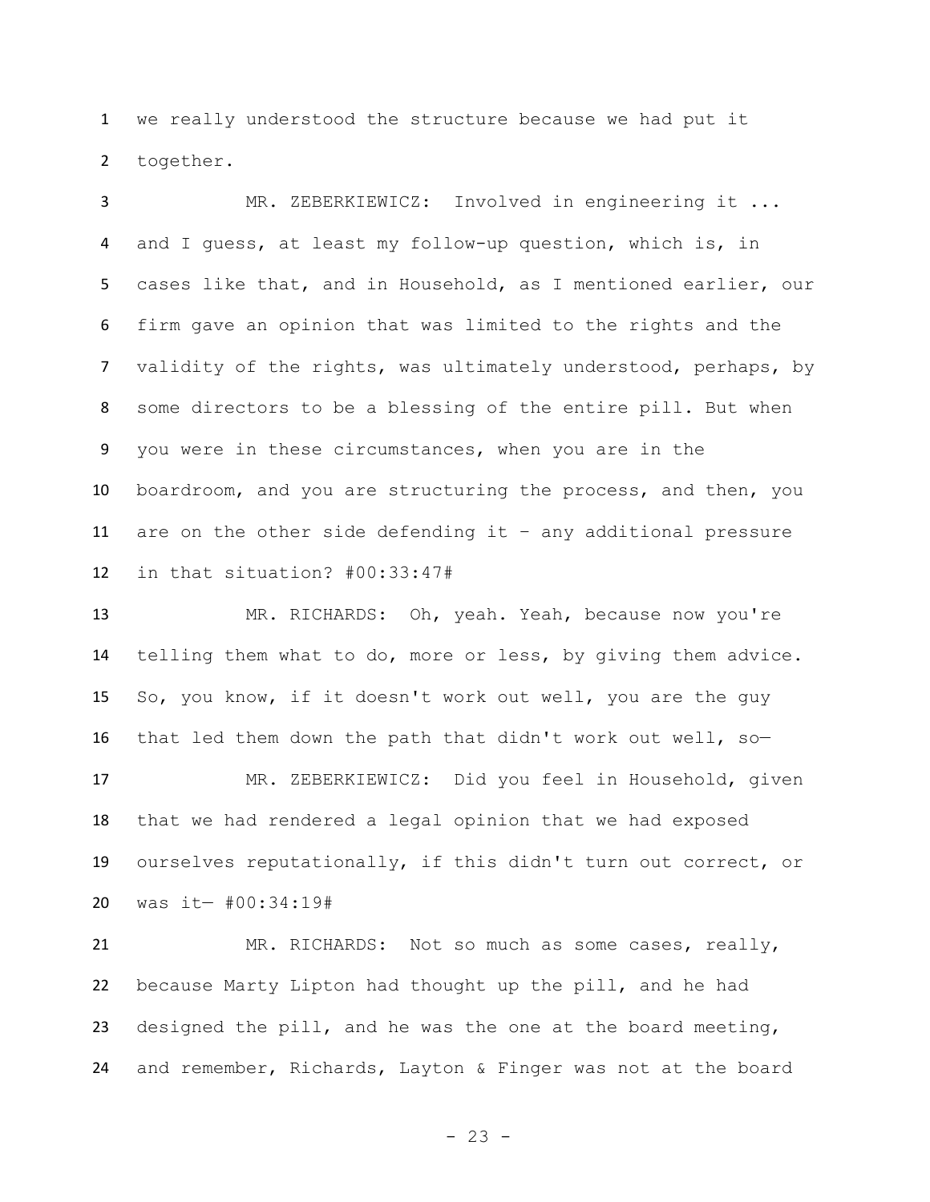we really understood the structure because we had put it together.

MR. ZEBERKIEWICZ: Involved in engineering it ... and I guess, at least my follow-up question, which is, in cases like that, and in Household, as I mentioned earlier, our firm gave an opinion that was limited to the rights and the validity of the rights, was ultimately understood, perhaps, by some directors to be a blessing of the entire pill. But when you were in these circumstances, when you are in the boardroom, and you are structuring the process, and then, you are on the other side defending it – any additional pressure in that situation? #00:33:47#

MR. RICHARDS: Oh, yeah. Yeah, because now you're telling them what to do, more or less, by giving them advice. So, you know, if it doesn't work out well, you are the guy that led them down the path that didn't work out well, so—

MR. ZEBERKIEWICZ: Did you feel in Household, given that we had rendered a legal opinion that we had exposed ourselves reputationally, if this didn't turn out correct, or was it— #00:34:19#

MR. RICHARDS: Not so much as some cases, really, because Marty Lipton had thought up the pill, and he had designed the pill, and he was the one at the board meeting, and remember, Richards, Layton & Finger was not at the board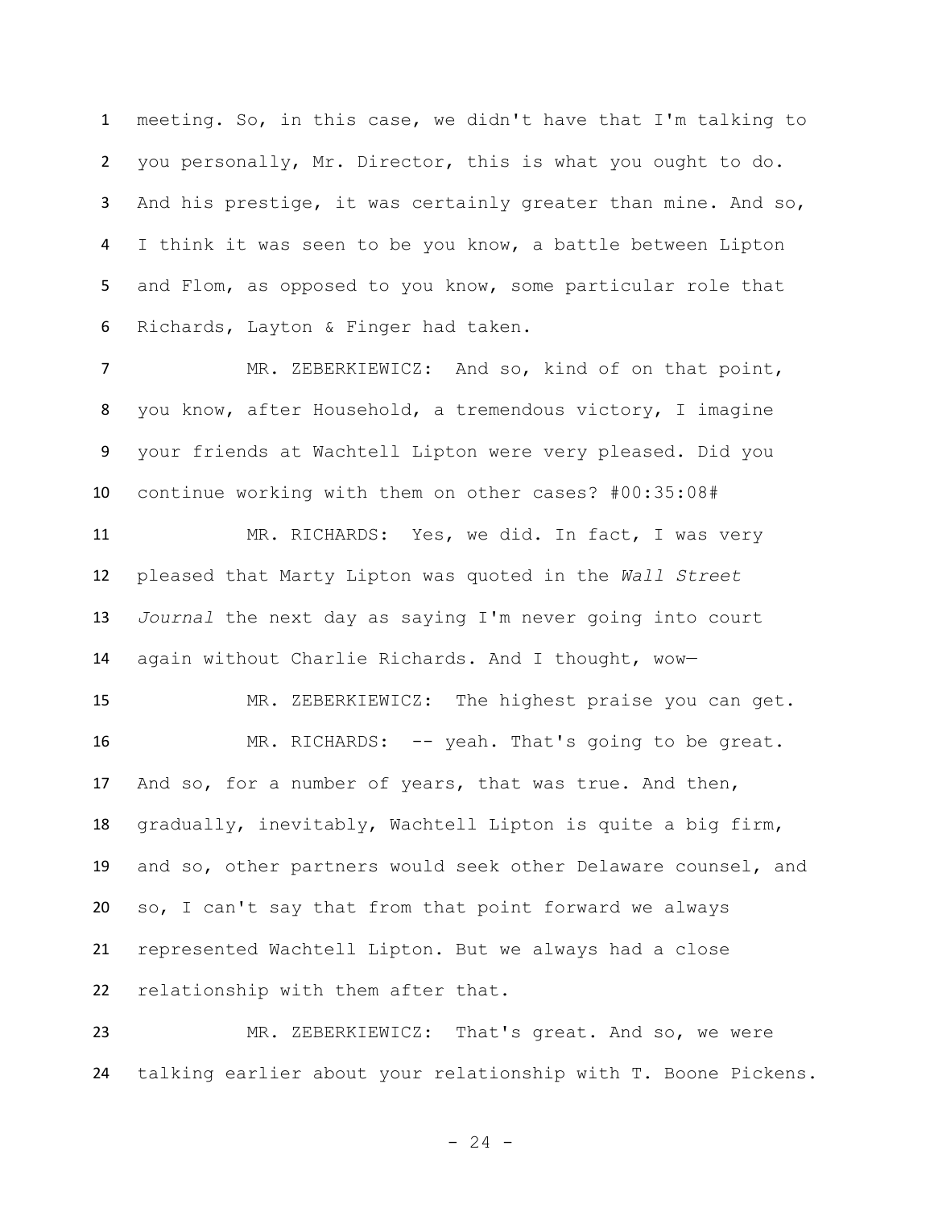meeting. So, in this case, we didn't have that I'm talking to you personally, Mr. Director, this is what you ought to do. And his prestige, it was certainly greater than mine. And so, I think it was seen to be you know, a battle between Lipton and Flom, as opposed to you know, some particular role that Richards, Layton & Finger had taken.

MR. ZEBERKIEWICZ: And so, kind of on that point, you know, after Household, a tremendous victory, I imagine your friends at Wachtell Lipton were very pleased. Did you continue working with them on other cases? #00:35:08#

MR. RICHARDS: Yes, we did. In fact, I was very pleased that Marty Lipton was quoted in the *Wall Street Journal* the next day as saying I'm never going into court again without Charlie Richards. And I thought, wow—

MR. ZEBERKIEWICZ: The highest praise you can get.

MR. RICHARDS: -- yeah. That's going to be great. And so, for a number of years, that was true. And then, gradually, inevitably, Wachtell Lipton is quite a big firm, and so, other partners would seek other Delaware counsel, and so, I can't say that from that point forward we always represented Wachtell Lipton. But we always had a close relationship with them after that.

MR. ZEBERKIEWICZ: That's great. And so, we were talking earlier about your relationship with T. Boone Pickens.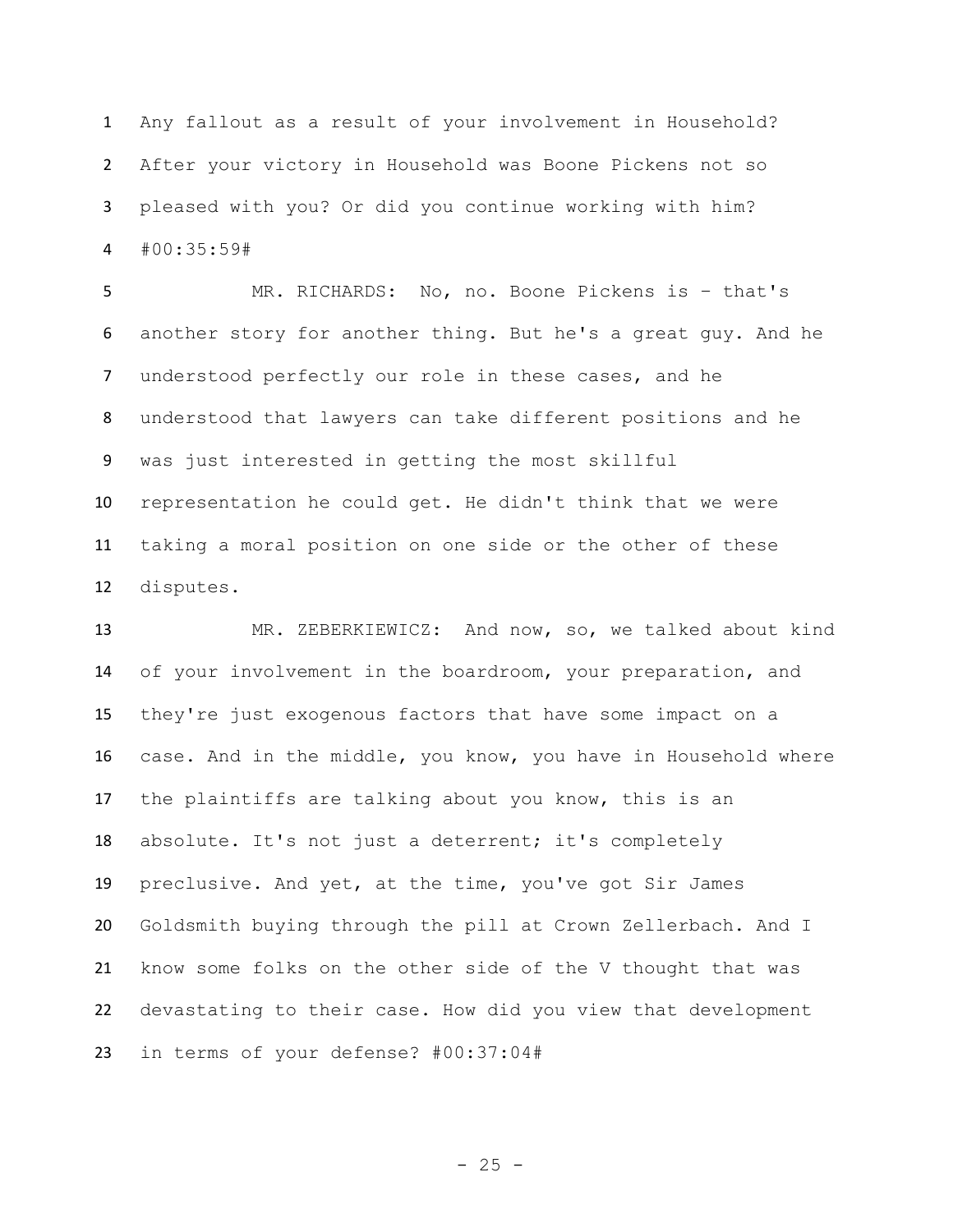Any fallout as a result of your involvement in Household? After your victory in Household was Boone Pickens not so pleased with you? Or did you continue working with him? #00:35:59#

MR. RICHARDS: No, no. Boone Pickens is – that's another story for another thing. But he's a great guy. And he understood perfectly our role in these cases, and he understood that lawyers can take different positions and he was just interested in getting the most skillful representation he could get. He didn't think that we were taking a moral position on one side or the other of these disputes.

MR. ZEBERKIEWICZ: And now, so, we talked about kind of your involvement in the boardroom, your preparation, and they're just exogenous factors that have some impact on a case. And in the middle, you know, you have in Household where the plaintiffs are talking about you know, this is an absolute. It's not just a deterrent; it's completely preclusive. And yet, at the time, you've got Sir James Goldsmith buying through the pill at Crown Zellerbach. And I know some folks on the other side of the V thought that was devastating to their case. How did you view that development in terms of your defense? #00:37:04#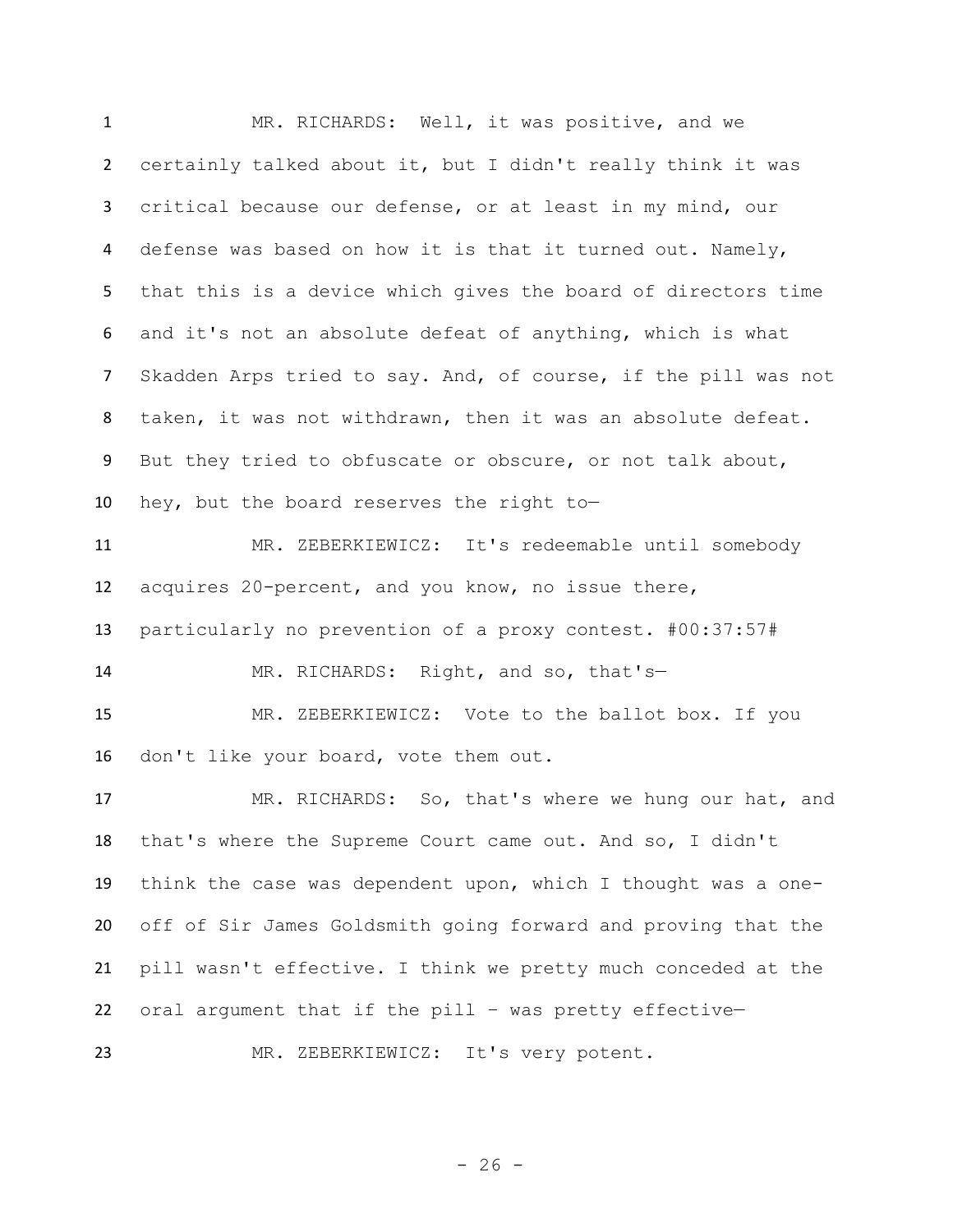MR. RICHARDS: Well, it was positive, and we certainly talked about it, but I didn't really think it was critical because our defense, or at least in my mind, our defense was based on how it is that it turned out. Namely, that this is a device which gives the board of directors time and it's not an absolute defeat of anything, which is what Skadden Arps tried to say. And, of course, if the pill was not taken, it was not withdrawn, then it was an absolute defeat. But they tried to obfuscate or obscure, or not talk about, hey, but the board reserves the right to—

MR. ZEBERKIEWICZ: It's redeemable until somebody acquires 20-percent, and you know, no issue there, particularly no prevention of a proxy contest. #00:37:57#

MR. RICHARDS: Right, and so, that's—

MR. ZEBERKIEWICZ: Vote to the ballot box. If you don't like your board, vote them out.

MR. RICHARDS: So, that's where we hung our hat, and that's where the Supreme Court came out. And so, I didn't think the case was dependent upon, which I thought was a one-off of Sir James Goldsmith going forward and proving that the pill wasn't effective. I think we pretty much conceded at the oral argument that if the pill – was pretty effective—

MR. ZEBERKIEWICZ: It's very potent.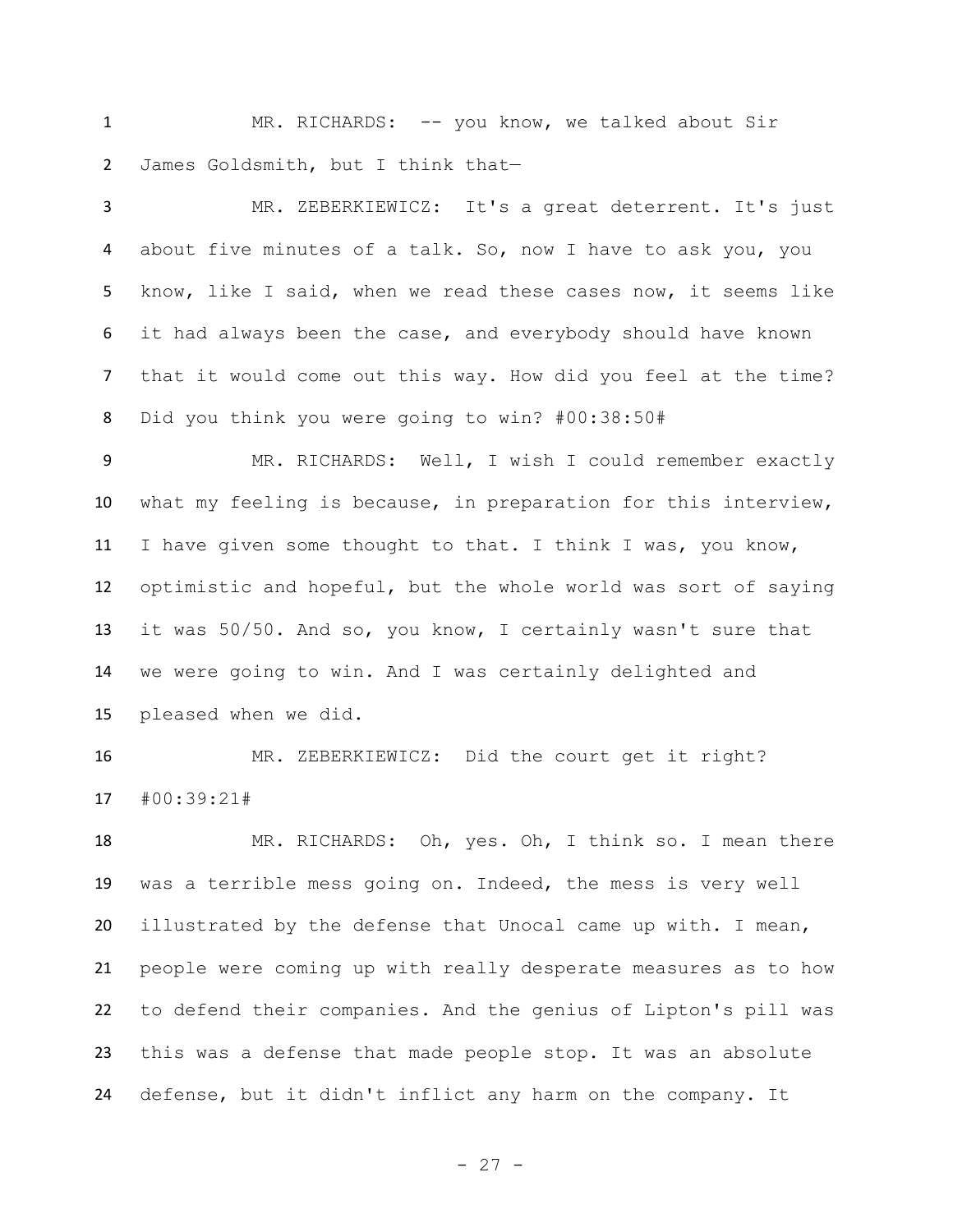MR. RICHARDS: -- you know, we talked about Sir James Goldsmith, but I think that—

MR. ZEBERKIEWICZ: It's a great deterrent. It's just about five minutes of a talk. So, now I have to ask you, you know, like I said, when we read these cases now, it seems like it had always been the case, and everybody should have known that it would come out this way. How did you feel at the time? Did you think you were going to win? #00:38:50#

MR. RICHARDS: Well, I wish I could remember exactly what my feeling is because, in preparation for this interview, I have given some thought to that. I think I was, you know, optimistic and hopeful, but the whole world was sort of saying it was 50/50. And so, you know, I certainly wasn't sure that we were going to win. And I was certainly delighted and pleased when we did.

MR. ZEBERKIEWICZ: Did the court get it right? #00:39:21#

MR. RICHARDS: Oh, yes. Oh, I think so. I mean there was a terrible mess going on. Indeed, the mess is very well illustrated by the defense that Unocal came up with. I mean, people were coming up with really desperate measures as to how to defend their companies. And the genius of Lipton's pill was this was a defense that made people stop. It was an absolute defense, but it didn't inflict any harm on the company. It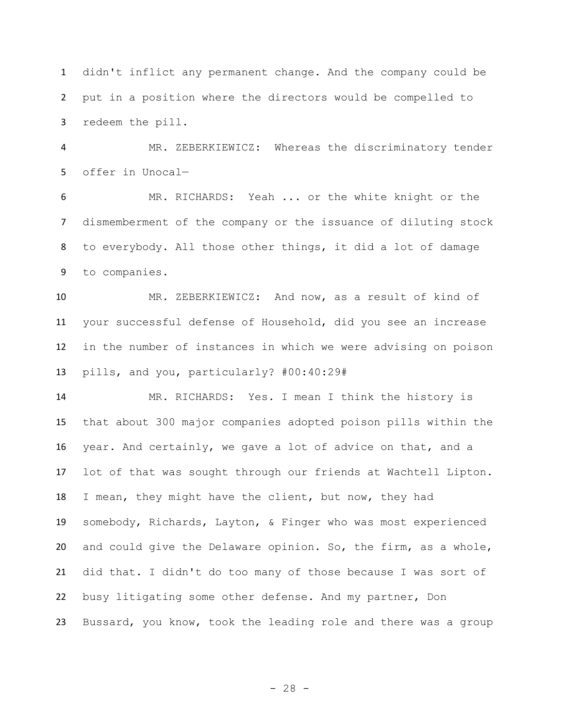didn't inflict any permanent change. And the company could be put in a position where the directors would be compelled to redeem the pill.

MR. ZEBERKIEWICZ: Whereas the discriminatory tender offer in Unocal—

MR. RICHARDS: Yeah ... or the white knight or the dismemberment of the company or the issuance of diluting stock to everybody. All those other things, it did a lot of damage to companies.

MR. ZEBERKIEWICZ: And now, as a result of kind of your successful defense of Household, did you see an increase in the number of instances in which we were advising on poison pills, and you, particularly? #00:40:29#

MR. RICHARDS: Yes. I mean I think the history is that about 300 major companies adopted poison pills within the year. And certainly, we gave a lot of advice on that, and a lot of that was sought through our friends at Wachtell Lipton. I mean, they might have the client, but now, they had somebody, Richards, Layton, & Finger who was most experienced and could give the Delaware opinion. So, the firm, as a whole, did that. I didn't do too many of those because I was sort of busy litigating some other defense. And my partner, Don Bussard, you know, took the leading role and there was a group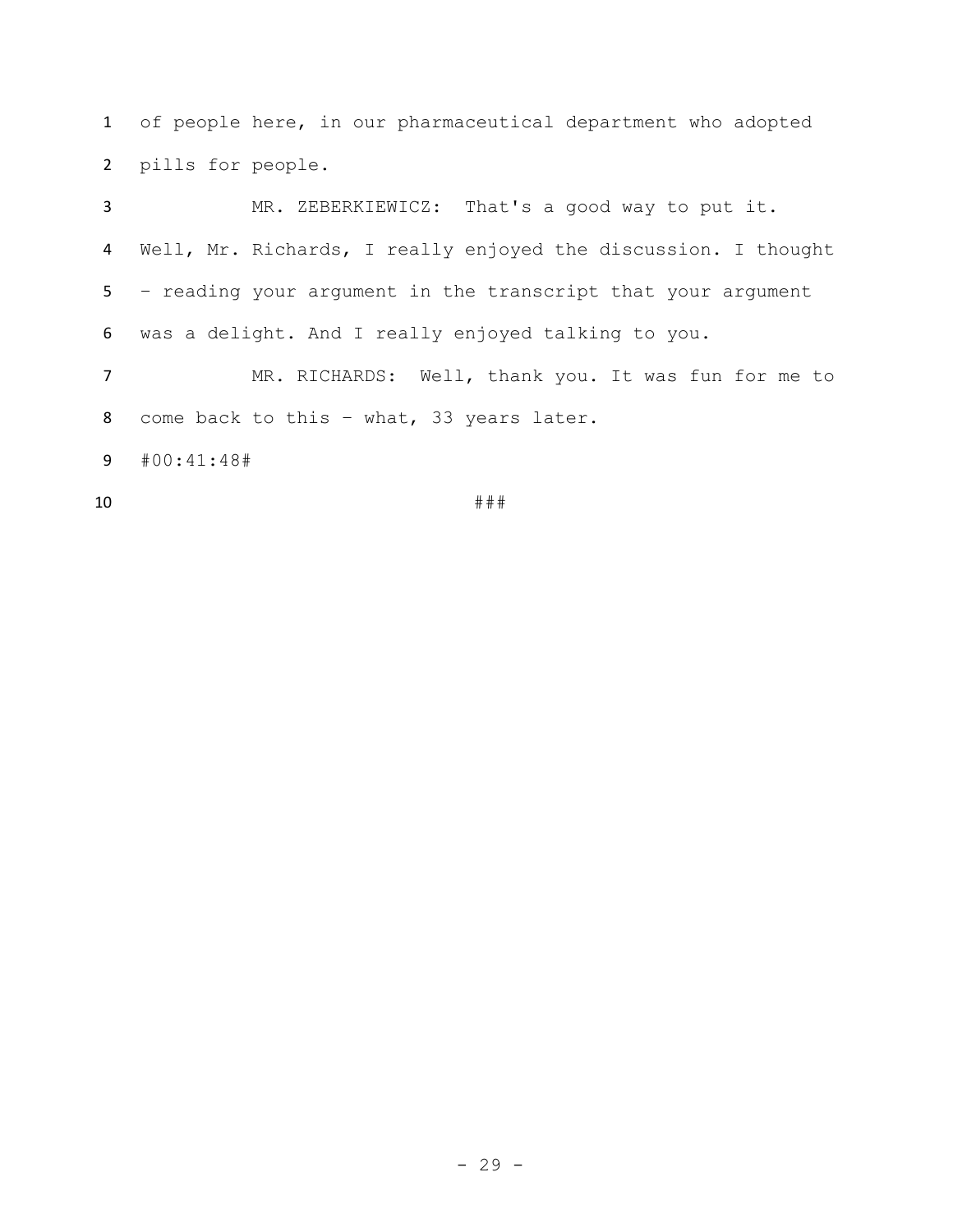of people here, in our pharmaceutical department who adopted pills for people.

MR. ZEBERKIEWICZ: That's a good way to put it. Well, Mr. Richards, I really enjoyed the discussion. I thought – reading your argument in the transcript that your argument was a delight. And I really enjoyed talking to you.

MR. RICHARDS: Well, thank you. It was fun for me to come back to this – what, 33 years later.

#00:41:48#

###